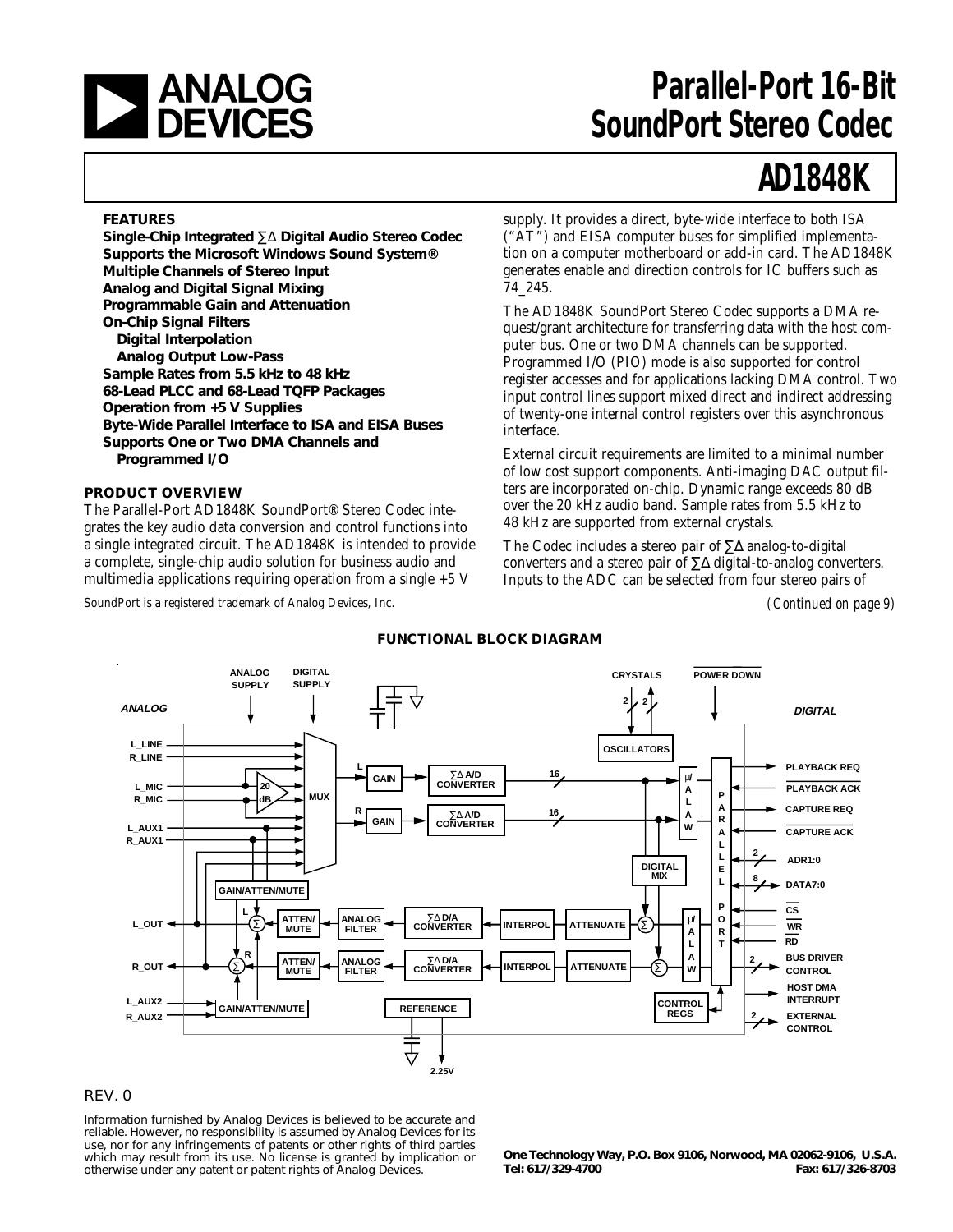# ANALOG DEVICES

# Parallel-Port 16-Bit SoundPort Stereo Codec

# AD1848K

## FEATURES

**Single-Chip Integrated ∑∆ Digital Audio Stereo Codec**
**Supports the Microsoft Windows Sound System®**
**Multiple Channels of Stereo Input**
**Analog and Digital Signal Mixing**
**Programmable Gain and Attenuation**
**On-Chip Signal Filters**
**Digital Interpolation**
**Analog Output Low-Pass**
**Sample Rates from 5.5 kHz to 48 kHz**
**68-Lead PLCC and 68-Lead TQFP Packages**
**Operation from +5 V Supplies**
**Byte-Wide Parallel Interface to ISA and EISA Buses**
**Supports One or Two DMA Channels and Programmed I/O**

## PRODUCT OVERVIEW

The Parallel-Port AD1848K SoundPort® Stereo Codec integrates the key audio data conversion and control functions into a single integrated circuit. The AD1848K is intended to provide a complete, single-chip audio solution for business audio and multimedia applications requiring operation from a single +5 V supply. It provides a direct, byte-wide interface to both ISA ("AT") and EISA computer buses for simplified implementation on a computer motherboard or add-in card. The AD1848K generates enable and direction controls for IC buffers such as 74_245.

The AD1848K SoundPort Stereo Codec supports a DMA request/grant architecture for transferring data with the host computer bus. One or two DMA channels can be supported. Programmed I/O (PIO) mode is also supported for control register accesses and for applications lacking DMA control. Two input control lines support mixed direct and indirect addressing of twenty-one internal control registers over this asynchronous interface.

External circuit requirements are limited to a minimal number of low cost support components. Anti-imaging DAC output filters are incorporated on-chip. Dynamic range exceeds 80 dB over the 20 kHz audio band. Sample rates from 5.5 kHz to 48 kHz are supported from external crystals.

The Codec includes a stereo pair of ∑∆ analog-to-digital converters and a stereo pair of ∑∆ digital-to-analog converters. Inputs to the ADC can be selected from four stereo pairs of

*(Continued on page 9)*

*SoundPort is a registered trademark of Analog Devices, Inc.*

## FUNCTIONAL BLOCK DIAGRAM

ANALOG SUPPLY
DIGITAL SUPPLY
CRYSTALS
POWER DOWN
ANALOG
DIGITAL
L_LINE
R_LINE
L_MIC
R_MIC
20 dB
MUX
L_AUX1
R_AUX1
GAIN
∑∆ A/D CONVERTER
16
OSCILLATORS
µ/A LAW
PARALLEL PORT
PLAYBACK REQ
PLAYBACK ACK
CAPTURE REQ
CAPTURE ACK
ADR1:0
DATA7:0
CS
WR
RD
BUS DRIVER CONTROL
HOST DMA INTERRUPT
EXTERNAL CONTROL
DIGITAL MIX
GAIN/ATTEN/MUTE
L_OUT
R_OUT
ATTEN/MUTE
ANALOG FILTER
∑∆ D/A CONVERTER
INTERPOL
ATTENUATE
L_AUX2
R_AUX2
REFERENCE
CONTROL REGS
2.25V

REV. 0

Information furnished by Analog Devices is believed to be accurate and reliable. However, no responsibility is assumed by Analog Devices for its use, nor for any infringements of patents or other rights of third parties which may result from its use. No license is granted by implication or otherwise under any patent or patent rights of Analog Devices.

**One Technology Way, P.O. Box 9106, Norwood, MA 02062-9106, U.S.A.**
**Tel: 617/329-4700 Fax: 617/326-8703**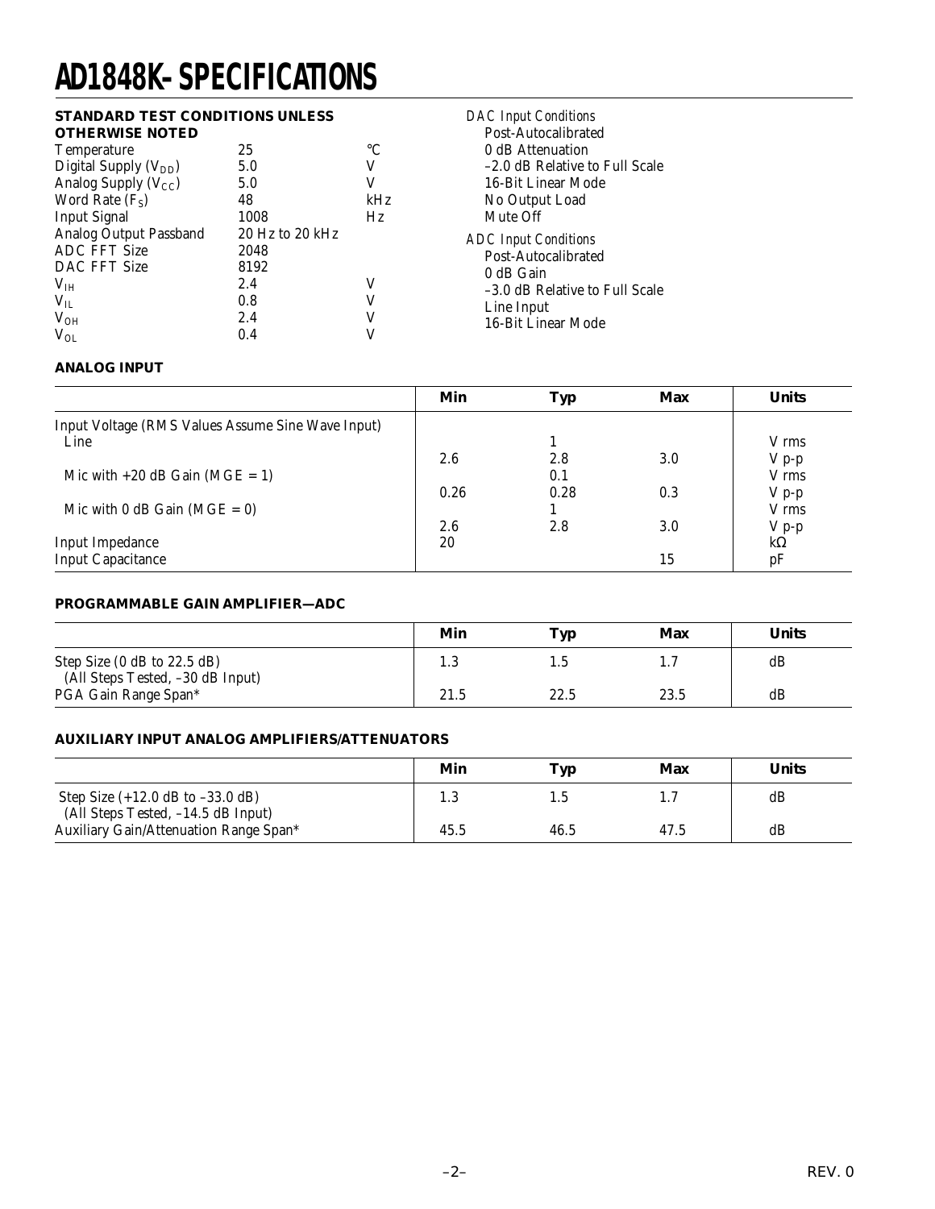# AD1848K–SPECIFICATIONS

**STANDARD TEST CONDITIONS UNLESS OTHERWISE NOTED**

| | | |
|---|---|---|
| Temperature | 25 | °C |
| Digital Supply ($V_{DD}$) | 5.0 | V |
| Analog Supply ($V_{CC}$) | 5.0 | V |
| Word Rate ($F_S$) | 48 | kHz |
| Input Signal | 1008 | Hz |
| Analog Output Passband | 20 Hz to 20 kHz | |
| ADC FFT Size | 2048 | |
| DAC FFT Size | 8192 | |
| $V_{IH}$ | 2.4 | V |
| $V_{IL}$ | 0.8 | V |
| $V_{OH}$ | 2.4 | V |
| $V_{OL}$ | 0.4 | V |

*DAC Input Conditions*
- Post-Autocalibrated
- 0 dB Attenuation
- –2.0 dB Relative to Full Scale
- 16-Bit Linear Mode
- No Output Load
- Mute Off

*ADC Input Conditions*
- Post-Autocalibrated
- 0 dB Gain
- –3.0 dB Relative to Full Scale
- Line Input
- 16-Bit Linear Mode

**ANALOG INPUT**

| | Min | Typ | Max | Units |
|---|---|---|---|---|
| Input Voltage (RMS Values Assume Sine Wave Input) | | | | |
| Line | | 1 | | V rms |
| | 2.6 | 2.8 | 3.0 | V p-p |
| Mic with +20 dB Gain (MGE = 1) | | 0.1 | | V rms |
| | 0.26 | 0.28 | 0.3 | V p-p |
| Mic with 0 dB Gain (MGE = 0) | | 1 | | V rms |
| | 2.6 | 2.8 | 3.0 | V p-p |
| Input Impedance | 20 | | | kΩ |
| Input Capacitance | | | 15 | pF |

**PROGRAMMABLE GAIN AMPLIFIER—ADC**

| | Min | Typ | Max | Units |
|---|---|---|---|---|
| Step Size (0 dB to 22.5 dB) (All Steps Tested, –30 dB Input) | 1.3 | 1.5 | 1.7 | dB |
| PGA Gain Range Span* | 21.5 | 22.5 | 23.5 | dB |

**AUXILIARY INPUT ANALOG AMPLIFIERS/ATTENUATORS**

| | Min | Typ | Max | Units |
|---|---|---|---|---|
| Step Size (+12.0 dB to –33.0 dB) (All Steps Tested, –14.5 dB Input) | 1.3 | 1.5 | 1.7 | dB |
| Auxiliary Gain/Attenuation Range Span* | 45.5 | 46.5 | 47.5 | dB |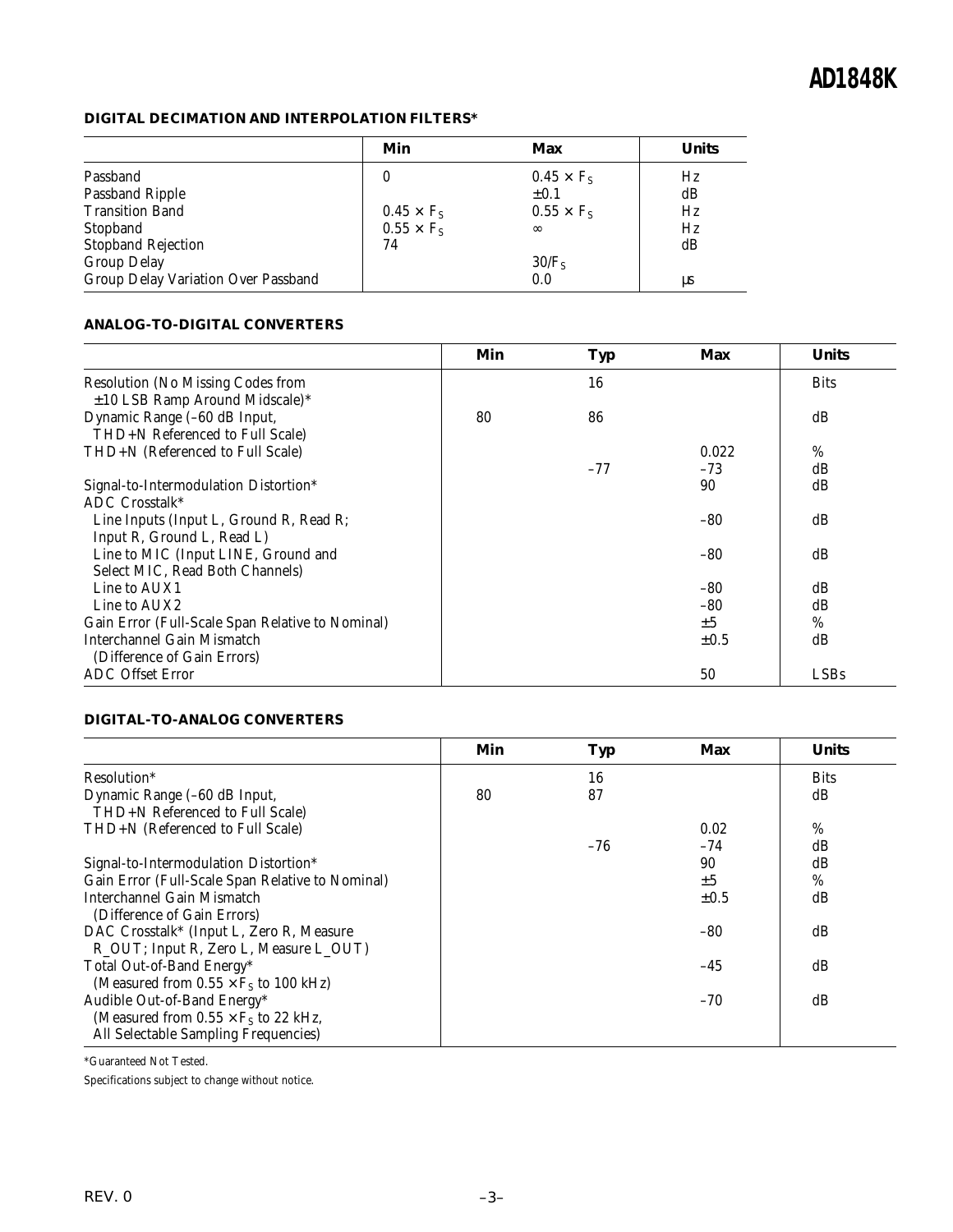**DIGITAL DECIMATION AND INTERPOLATION FILTERS***

| | Min | Max | Units |
|---|---|---|---|
| Passband | 0 | $0.45 \times F_S$ | Hz |
| Passband Ripple | | ±0.1 | dB |
| Transition Band | $0.45 \times F_S$ | $0.55 \times F_S$ | Hz |
| Stopband | $0.55 \times F_S$ | ∞ | Hz |
| Stopband Rejection | 74 | | dB |
| Group Delay | | $30/F_S$ | |
| Group Delay Variation Over Passband | | 0.0 | µs |

**ANALOG-TO-DIGITAL CONVERTERS**

| | Min | Typ | Max | Units |
|---|---|---|---|---|
| Resolution (No Missing Codes from ±10 LSB Ramp Around Midscale)* | | 16 | | Bits |
| Dynamic Range (–60 dB Input, THD+N Referenced to Full Scale) | 80 | 86 | | dB |
| THD+N (Referenced to Full Scale) | | | 0.022 | % |
| | | –77 | –73 | dB |
| Signal-to-Intermodulation Distortion* | | | 90 | dB |
| ADC Crosstalk* | | | | |
| Line Inputs (Input L, Ground R, Read R; Input R, Ground L, Read L) | | | –80 | dB |
| Line to MIC (Input LINE, Ground and Select MIC, Read Both Channels) | | | –80 | dB |
| Line to AUX1 | | | –80 | dB |
| Line to AUX2 | | | –80 | dB |
| Gain Error (Full-Scale Span Relative to Nominal) | | | ±5 | % |
| Interchannel Gain Mismatch (Difference of Gain Errors) | | | ±0.5 | dB |
| ADC Offset Error | | | 50 | LSBs |

**DIGITAL-TO-ANALOG CONVERTERS**

| | Min | Typ | Max | Units |
|---|---|---|---|---|
| Resolution* | | 16 | | Bits |
| Dynamic Range (–60 dB Input, THD+N Referenced to Full Scale) | 80 | 87 | | dB |
| THD+N (Referenced to Full Scale) | | | 0.02 | % |
| | | –76 | –74 | dB |
| Signal-to-Intermodulation Distortion* | | | 90 | dB |
| Gain Error (Full-Scale Span Relative to Nominal) | | | ±5 | % |
| Interchannel Gain Mismatch (Difference of Gain Errors) | | | ±0.5 | dB |
| DAC Crosstalk* (Input L, Zero R, Measure R_OUT; Input R, Zero L, Measure L_OUT) | | | –80 | dB |
| Total Out-of-Band Energy* (Measured from $0.55 \times F_S$ to 100 kHz) | | | –45 | dB |
| Audible Out-of-Band Energy* (Measured from $0.55 \times F_S$ to 22 kHz, All Selectable Sampling Frequencies) | | | –70 | dB |

*Guaranteed Not Tested.

Specifications subject to change without notice.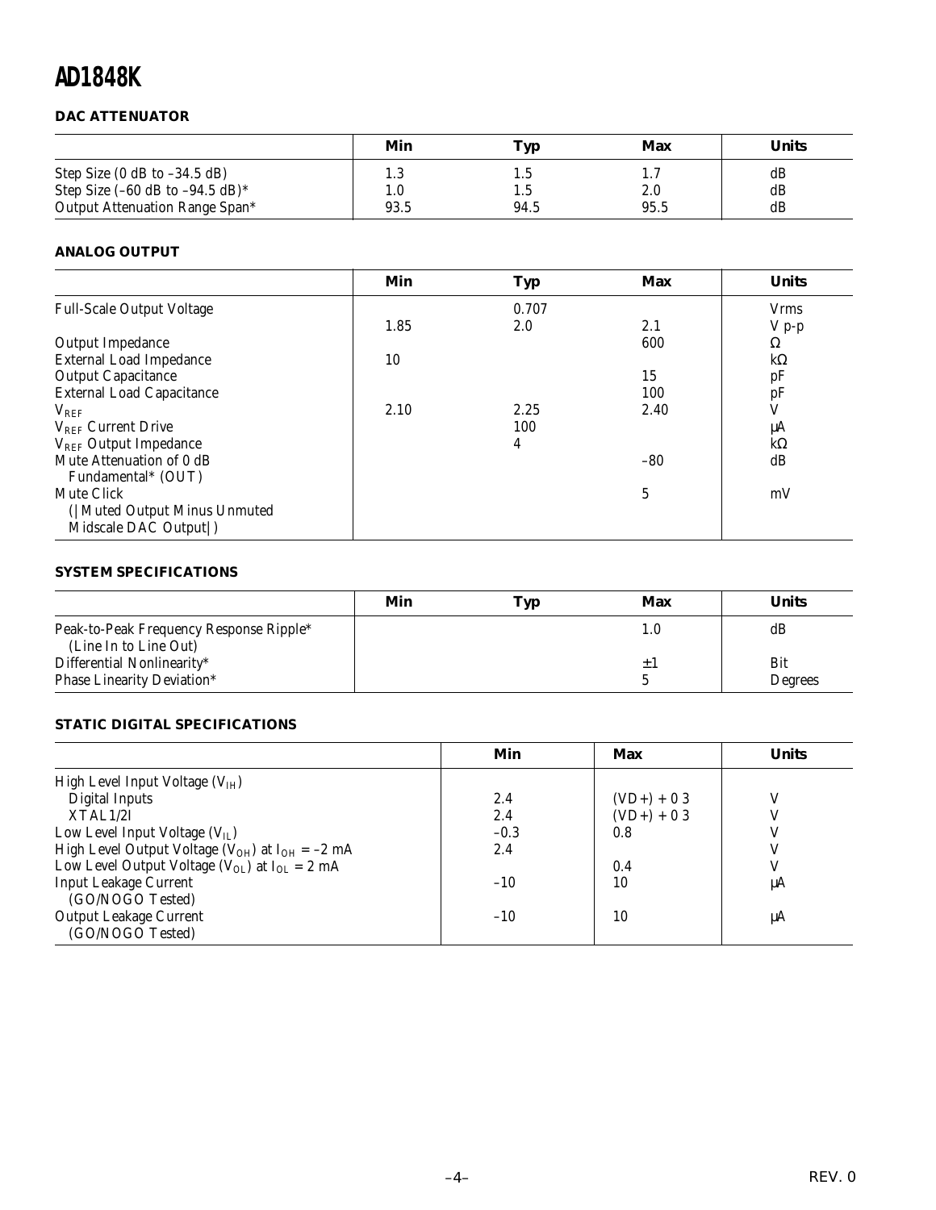## DAC ATTENUATOR

| | Min | Typ | Max | Units |
|---|---|---|---|---|
| Step Size (0 dB to –34.5 dB) | 1.3 | 1.5 | 1.7 | dB |
| Step Size (–60 dB to –94.5 dB)* | 1.0 | 1.5 | 2.0 | dB |
| Output Attenuation Range Span* | 93.5 | 94.5 | 95.5 | dB |

## ANALOG OUTPUT

| | Min | Typ | Max | Units |
|---|---|---|---|---|
| Full-Scale Output Voltage | | 0.707 | | Vrms |
| | 1.85 | 2.0 | 2.1 | V p-p |
| Output Impedance | | | 600 | Ω |
| External Load Impedance | 10 | | | kΩ |
| Output Capacitance | | | 15 | pF |
| External Load Capacitance | | | 100 | pF |
| $V_{REF}$ | 2.10 | 2.25 | 2.40 | V |
| $V_{REF}$ Current Drive | | 100 | | µA |
| $V_{REF}$ Output Impedance | | 4 | | kΩ |
| Mute Attenuation of 0 dB Fundamental* (OUT) | | | –80 | dB |
| Mute Click (\|Muted Output Minus Unmuted Midscale DAC Output\|) | | | 5 | mV |

## SYSTEM SPECIFICATIONS

| | Min | Typ | Max | Units |
|---|---|---|---|---|
| Peak-to-Peak Frequency Response Ripple* (Line In to Line Out) | | | 1.0 | dB |
| Differential Nonlinearity* | | | ±1 | Bit |
| Phase Linearity Deviation* | | | 5 | Degrees |

## STATIC DIGITAL SPECIFICATIONS

| | Min | Max | Units |
|---|---|---|---|
| High Level Input Voltage ($V_{IH}$) | | | |
| Digital Inputs | 2.4 | (VD+) + 0 3 | V |
| XTAL1/2I | 2.4 | (VD+) + 0 3 | V |
| Low Level Input Voltage ($V_{IL}$) | –0.3 | 0.8 | V |
| High Level Output Voltage ($V_{OH}$) at $I_{OH}$ = –2 mA | 2.4 | | V |
| Low Level Output Voltage ($V_{OL}$) at $I_{OL}$ = 2 mA | | 0.4 | V |
| Input Leakage Current (GO/NOGO Tested) | –10 | 10 | µA |
| Output Leakage Current (GO/NOGO Tested) | –10 | 10 | µA |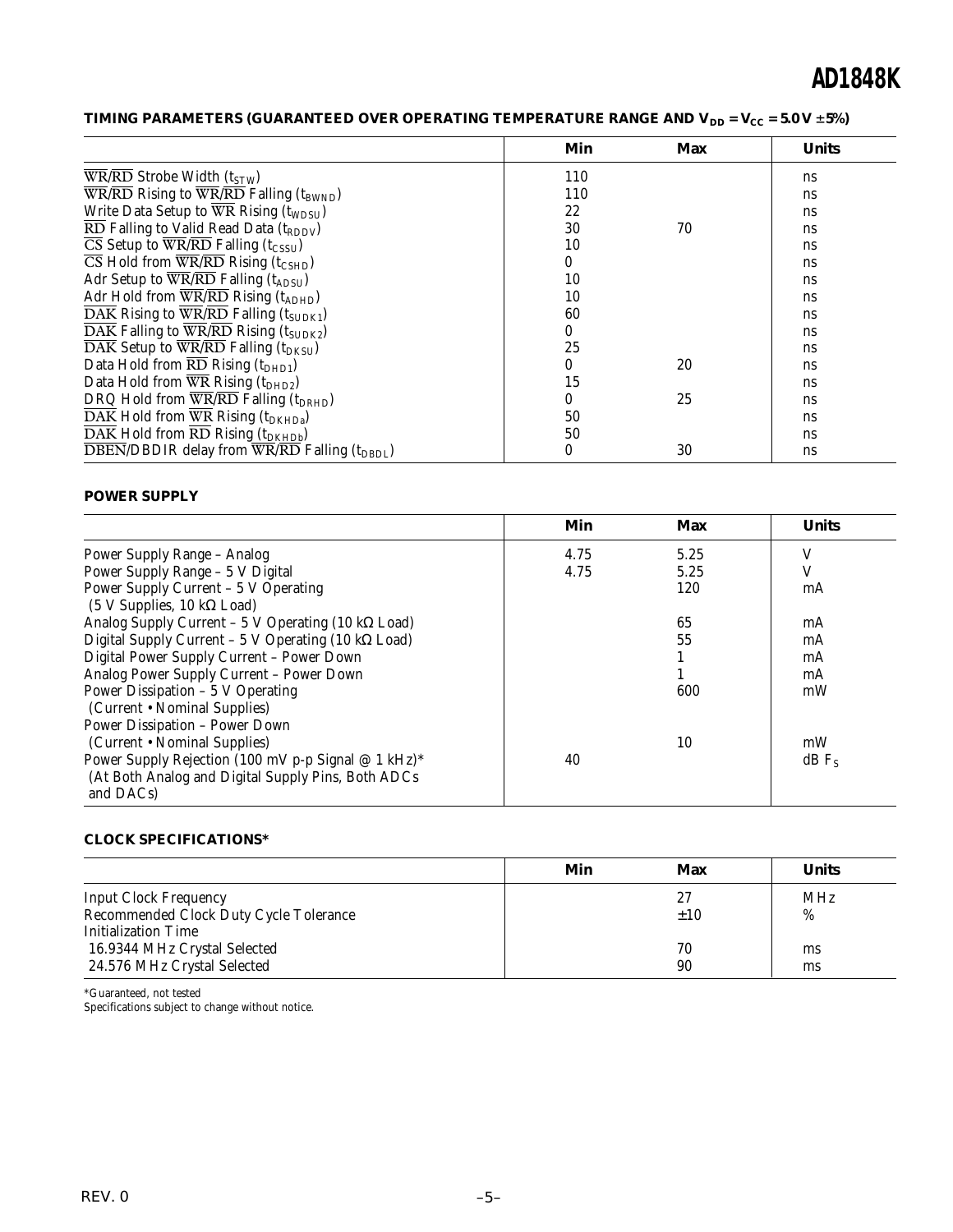## TIMING PARAMETERS (GUARANTEED OVER OPERATING TEMPERATURE RANGE AND $V_{DD} = V_{CC} = 5.0\ V \pm 5\%$)

| | Min | Max | Units |
|---|---|---|---|
| $\overline{WR}/\overline{RD}$ Strobe Width ($t_{STW}$) | 110 | | ns |
| $\overline{WR}/\overline{RD}$ Rising to $\overline{WR}/\overline{RD}$ Falling ($t_{BWND}$) | 110 | | ns |
| Write Data Setup to $\overline{WR}$ Rising ($t_{WDSU}$) | 22 | | ns |
| $\overline{RD}$ Falling to Valid Read Data ($t_{RDDV}$) | 30 | 70 | ns |
| $\overline{CS}$ Setup to $\overline{WR}/\overline{RD}$ Falling ($t_{CSSU}$) | 10 | | ns |
| $\overline{CS}$ Hold from $\overline{WR}/\overline{RD}$ Rising ($t_{CSHD}$) | 0 | | ns |
| Adr Setup to $\overline{WR}/\overline{RD}$ Falling ($t_{ADSU}$) | 10 | | ns |
| Adr Hold from $\overline{WR}/\overline{RD}$ Rising ($t_{ADHD}$) | 10 | | ns |
| $\overline{DAK}$ Rising to $\overline{WR}/\overline{RD}$ Falling ($t_{SUDK1}$) | 60 | | ns |
| $\overline{DAK}$ Falling to $\overline{WR}/\overline{RD}$ Rising ($t_{SUDK2}$) | 0 | | ns |
| $\overline{DAK}$ Setup to $\overline{WR}/\overline{RD}$ Falling ($t_{DKSU}$) | 25 | | ns |
| Data Hold from $\overline{RD}$ Rising ($t_{DHD1}$) | 0 | 20 | ns |
| Data Hold from $\overline{WR}$ Rising ($t_{DHD2}$) | 15 | | ns |
| DRQ Hold from $\overline{WR}/\overline{RD}$ Falling ($t_{DRHD}$) | 0 | 25 | ns |
| $\overline{DAK}$ Hold from $\overline{WR}$ Rising ($t_{DKHDa}$) | 50 | | ns |
| $\overline{DAK}$ Hold from $\overline{RD}$ Rising ($t_{DKHDb}$) | 50 | | ns |
| $\overline{DBEN}$/DBDIR delay from $\overline{WR}/\overline{RD}$ Falling ($t_{DBDL}$) | 0 | 30 | ns |

## POWER SUPPLY

| | Min | Max | Units |
|---|---|---|---|
| Power Supply Range – Analog | 4.75 | 5.25 | V |
| Power Supply Range – 5 V Digital | 4.75 | 5.25 | V |
| Power Supply Current – 5 V Operating (5 V Supplies, 10 kΩ Load) | | 120 | mA |
| Analog Supply Current – 5 V Operating (10 kΩ Load) | | 65 | mA |
| Digital Supply Current – 5 V Operating (10 kΩ Load) | | 55 | mA |
| Digital Power Supply Current – Power Down | | 1 | mA |
| Analog Power Supply Current – Power Down | | 1 | mA |
| Power Dissipation – 5 V Operating (Current • Nominal Supplies) | | 600 | mW |
| Power Dissipation – Power Down (Current • Nominal Supplies) | | 10 | mW |
| Power Supply Rejection (100 mV p-p Signal @ 1 kHz)* (At Both Analog and Digital Supply Pins, Both ADCs and DACs) | 40 | | dB $F_S$ |

## CLOCK SPECIFICATIONS*

| | Min | Max | Units |
|---|---|---|---|
| Input Clock Frequency | | 27 | MHz |
| Recommended Clock Duty Cycle Tolerance | | ±10 | % |
| Initialization Time | | | |
| 16.9344 MHz Crystal Selected | | 70 | ms |
| 24.576 MHz Crystal Selected | | 90 | ms |

*Guaranteed, not tested

Specifications subject to change without notice.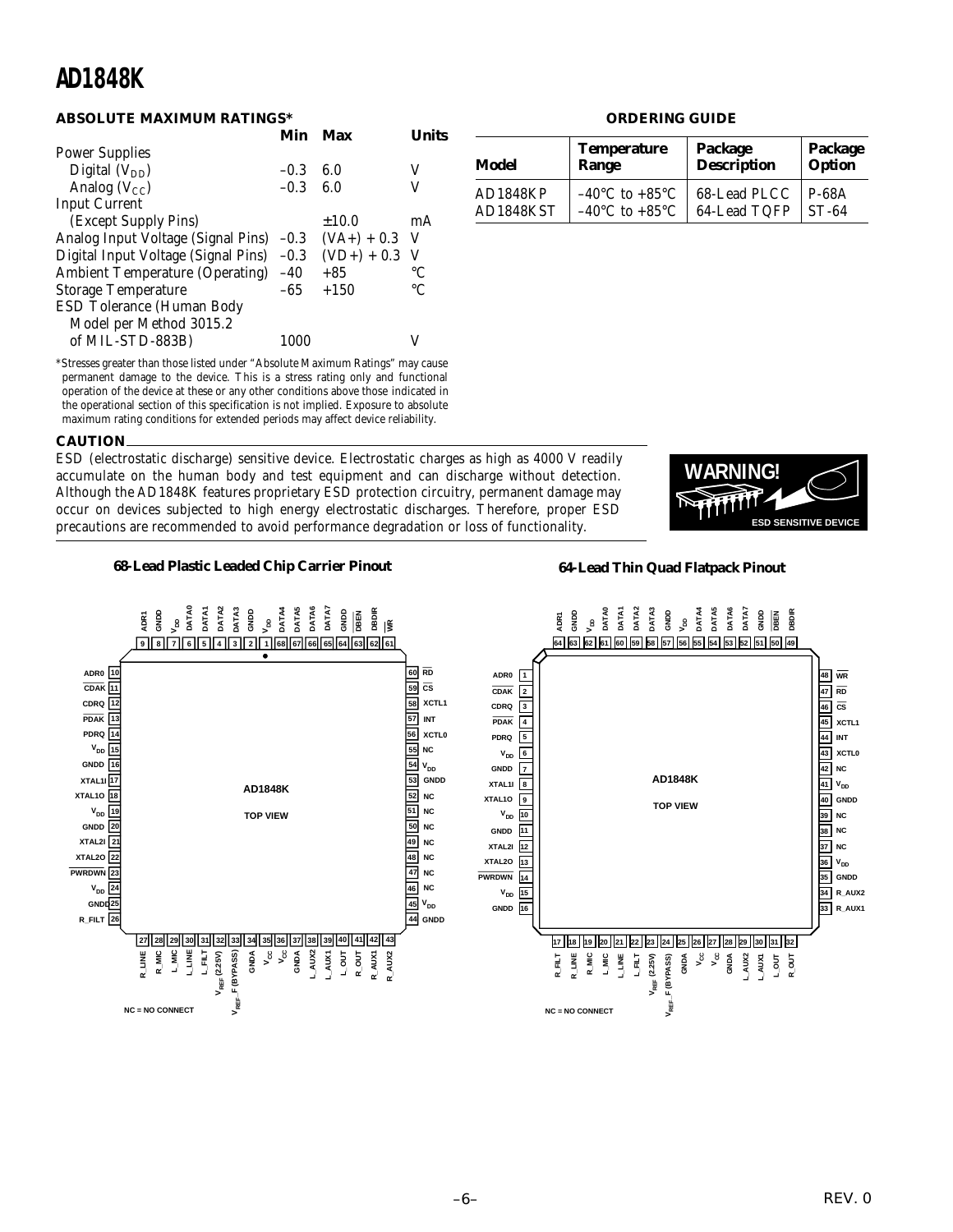## ABSOLUTE MAXIMUM RATINGS*

| | Min | Max | Units |
|---|---|---|---|
| Power Supplies | | | |
| Digital ($V_{DD}$) | –0.3 | 6.0 | V |
| Analog ($V_{CC}$) | –0.3 | 6.0 | V |
| Input Current | | | |
| (Except Supply Pins) | | ±10.0 | mA |
| Analog Input Voltage (Signal Pins) | –0.3 | (VA+) + 0.3 | V |
| Digital Input Voltage (Signal Pins) | –0.3 | (VD+) + 0.3 | V |
| Ambient Temperature (Operating) | –40 | +85 | °C |
| Storage Temperature | –65 | +150 | °C |
| ESD Tolerance (Human Body Model per Method 3015.2 of MIL-STD-883B) | 1000 | | V |

*Stresses greater than those listed under "Absolute Maximum Ratings" may cause permanent damage to the device. This is a stress rating only and functional operation of the device at these or any other conditions above those indicated in the operational section of this specification is not implied. Exposure to absolute maximum rating conditions for extended periods may affect device reliability.

## ORDERING GUIDE

| Model | Temperature Range | Package Description | Package Option |
|---|---|---|---|
| AD1848KP | –40°C to +85°C | 68-Lead PLCC | P-68A |
| AD1848KST | –40°C to +85°C | 64-Lead TQFP | ST-64 |

### CAUTION

ESD (electrostatic discharge) sensitive device. Electrostatic charges as high as 4000 V readily accumulate on the human body and test equipment and can discharge without detection. Although the AD1848K features proprietary ESD protection circuitry, permanent damage may occur on devices subjected to high energy electrostatic discharges. Therefore, proper ESD precautions are recommended to avoid performance degradation or loss of functionality.

WARNING!

ESD SENSITIVE DEVICE

### 68-Lead Plastic Leaded Chip Carrier Pinout

AD1848K

TOP VIEW

1 $V_{DD}$, 2 GNDD, 3 DATA3, 4 DATA2, 5 DATA1, 6 DATA0, 7 $V_{DD}$, 8 GNDD, 9 ADR1, 10 ADR0, 11 CDAK, 12 CDRQ, 13 PDAK, 14 PDRQ, 15 $V_{DD}$, 16 GNDD, 17 XTAL1I, 18 XTAL1O, 19 $V_{DD}$, 20 GNDD, 21 XTAL2I, 22 XTAL2O, 23 PWRDWN, 24 $V_{DD}$, 25 GNDD, 26 R_FILT, 27 R_LINE, 28 R_MIC, 29 L_MIC, 30 L_LINE, 31 L_FILT, 32 $V_{REF}$ (2.25V), 33 $V_{REF}$_F (BYPASS), 34 GNDA, 35 $V_{CC}$, 36 $V_{CC}$, 37 GNDA, 38 L_AUX2, 39 L_AUX1, 40 L_OUT, 41 R_OUT, 42 R_AUX1, 43 R_AUX2, 44 GNDD, 45 $V_{DD}$, 46 NC, 47 NC, 48 NC, 49 NC, 50 NC, 51 NC, 52 NC, 53 GNDD, 54 $V_{DD}$, 55 NC, 56 XCTL0, 57 INT, 58 XCTL1, 59 CS, 60 RD, 61 WR, 62 DBDIR, 63 DBEN, 64 GNDD, 65 DATA7, 66 DATA6, 67 DATA5, 68 DATA4

NC = NO CONNECT

### 64-Lead Thin Quad Flatpack Pinout

AD1848K

TOP VIEW

1 ADR0, 2 CDAK, 3 CDRQ, 4 PDAK, 5 PDRQ, 6 $V_{DD}$, 7 GNDD, 8 XTAL1I, 9 XTAL1O, 10 $V_{DD}$, 11 GNDD, 12 XTAL2I, 13 XTAL2O, 14 PWRDWN, 15 $V_{DD}$, 16 GNDD, 17 R_FILT, 18 R_LINE, 19 R_MIC, 20 L_MIC, 21 L_LINE, 22 L_FILT, 23 $V_{REF}$ (2.25V), 24 $V_{REF}$_F (BYPASS), 25 GNDA, 26 $V_{CC}$, 27 $V_{CC}$, 28 GNDA, 29 L_AUX2, 30 L_AUX1, 31 L_OUT, 32 R_OUT, 33 R_AUX1, 34 R_AUX2, 35 GNDD, 36 $V_{DD}$, 37 NC, 38 NC, 39 NC, 40 GNDD, 41 $V_{DD}$, 42 NC, 43 XCTL0, 44 INT, 45 XCTL1, 46 CS, 47 RD, 48 WR, 49 DBDIR, 50 DBEN, 51 GNDD, 52 DATA7, 53 DATA6, 54 DATA5, 55 DATA4, 56 $V_{DD}$, 57 GNDD, 58 DATA3, 59 DATA2, 60 DATA1, 61 DATA0, 62 $V_{DD}$, 63 GNDD, 64 ADR1

NC = NO CONNECT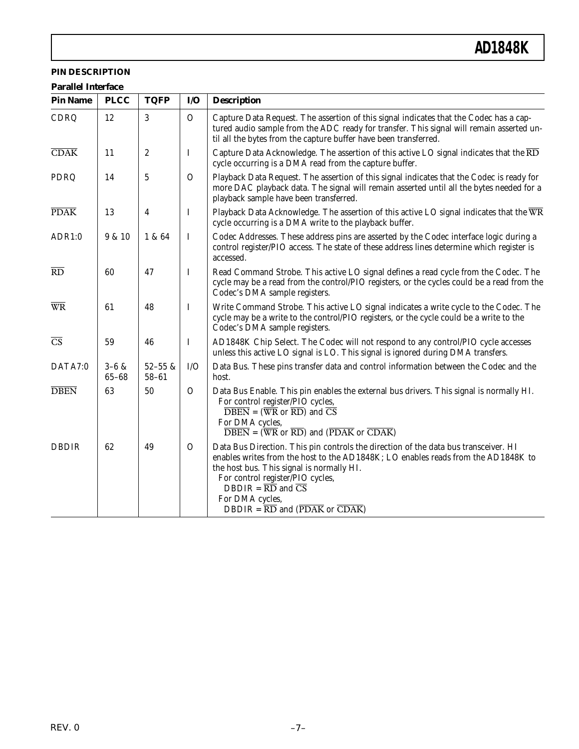## PIN DESCRIPTION

### Parallel Interface

| Pin Name | PLCC | TQFP | I/O | Description |
|---|---|---|---|---|
| CDRQ | 12 | 3 | O | Capture Data Request. The assertion of this signal indicates that the Codec has a captured audio sample from the ADC ready for transfer. This signal will remain asserted until all the bytes from the capture buffer have been transferred. |
| $\overline{\text{CDAK}}$ | 11 | 2 | I | Capture Data Acknowledge. The assertion of this active LO signal indicates that the $\overline{\text{RD}}$ cycle occurring is a DMA read from the capture buffer. |
| PDRQ | 14 | 5 | O | Playback Data Request. The assertion of this signal indicates that the Codec is ready for more DAC playback data. The signal will remain asserted until all the bytes needed for a playback sample have been transferred. |
| $\overline{\text{PDAK}}$ | 13 | 4 | I | Playback Data Acknowledge. The assertion of this active LO signal indicates that the $\overline{\text{WR}}$ cycle occurring is a DMA write to the playback buffer. |
| ADR1:0 | 9 & 10 | 1 & 64 | I | Codec Addresses. These address pins are asserted by the Codec interface logic during a control register/PIO access. The state of these address lines determine which register is accessed. |
| $\overline{\text{RD}}$ | 60 | 47 | I | Read Command Strobe. This active LO signal defines a read cycle from the Codec. The cycle may be a read from the control/PIO registers, or the cycles could be a read from the Codec's DMA sample registers. |
| $\overline{\text{WR}}$ | 61 | 48 | I | Write Command Strobe. This active LO signal indicates a write cycle to the Codec. The cycle may be a write to the control/PIO registers, or the cycle could be a write to the Codec's DMA sample registers. |
| $\overline{\text{CS}}$ | 59 | 46 | I | AD1848K Chip Select. The Codec will not respond to any control/PIO cycle accesses unless this active LO signal is LO. This signal is ignored during DMA transfers. |
| DATA7:0 | 3–6 & 65–68 | 52–55 & 58–61 | I/O | Data Bus. These pins transfer data and control information between the Codec and the host. |
| $\overline{\text{DBEN}}$ | 63 | 50 | O | Data Bus Enable. This pin enables the external bus drivers. This signal is normally HI. For control register/PIO cycles, $\overline{\text{DBEN}}$ = ($\overline{\text{WR}}$ or $\overline{\text{RD}}$) and $\overline{\text{CS}}$ For DMA cycles, $\overline{\text{DBEN}}$ = ($\overline{\text{WR}}$ or $\overline{\text{RD}}$) and ($\overline{\text{PDAK}}$ or $\overline{\text{CDAK}}$) |
| DBDIR | 62 | 49 | O | Data Bus Direction. This pin controls the direction of the data bus transceiver. HI enables writes from the host to the AD1848K; LO enables reads from the AD1848K to the host bus. This signal is normally HI. For control register/PIO cycles, DBDIR = $\overline{\text{RD}}$ and $\overline{\text{CS}}$ For DMA cycles, DBDIR = $\overline{\text{RD}}$ and ($\overline{\text{PDAK}}$ or $\overline{\text{CDAK}}$) |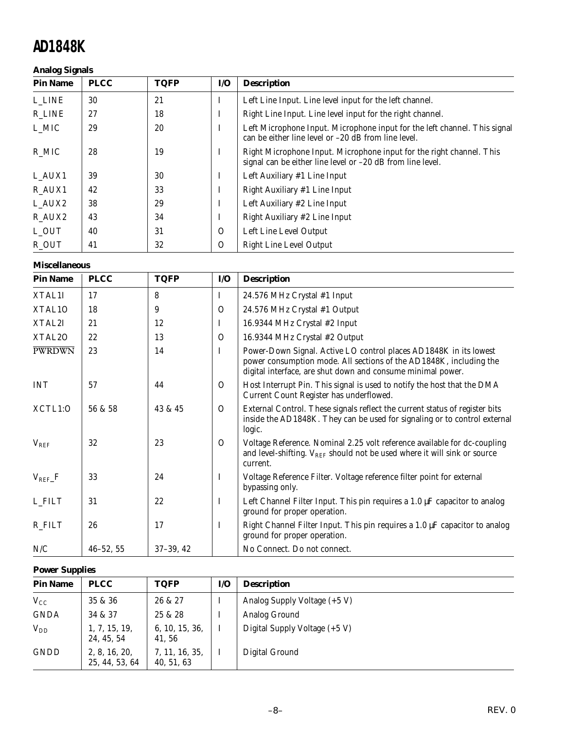# AD1848K

### Analog Signals

| Pin Name | PLCC | TQFP | I/O | Description |
|---|---|---|---|---|
| L_LINE | 30 | 21 | I | Left Line Input. Line level input for the left channel. |
| R_LINE | 27 | 18 | I | Right Line Input. Line level input for the right channel. |
| L_MIC | 29 | 20 | I | Left Microphone Input. Microphone input for the left channel. This signal can be either line level or –20 dB from line level. |
| R_MIC | 28 | 19 | I | Right Microphone Input. Microphone input for the right channel. This signal can be either line level or –20 dB from line level. |
| L_AUX1 | 39 | 30 | I | Left Auxiliary #1 Line Input |
| R_AUX1 | 42 | 33 | I | Right Auxiliary #1 Line Input |
| L_AUX2 | 38 | 29 | I | Left Auxiliary #2 Line Input |
| R_AUX2 | 43 | 34 | I | Right Auxiliary #2 Line Input |
| L_OUT | 40 | 31 | O | Left Line Level Output |
| R_OUT | 41 | 32 | O | Right Line Level Output |

### Miscellaneous

| Pin Name | PLCC | TQFP | I/O | Description |
|---|---|---|---|---|
| XTAL1I | 17 | 8 | I | 24.576 MHz Crystal #1 Input |
| XTAL1O | 18 | 9 | O | 24.576 MHz Crystal #1 Output |
| XTAL2I | 21 | 12 | I | 16.9344 MHz Crystal #2 Input |
| XTAL2O | 22 | 13 | O | 16.9344 MHz Crystal #2 Output |
| $\overline{PWRDWN}$ | 23 | 14 | I | Power-Down Signal. Active LO control places AD1848K in its lowest power consumption mode. All sections of the AD1848K, including the digital interface, are shut down and consume minimal power. |
| INT | 57 | 44 | O | Host Interrupt Pin. This signal is used to notify the host that the DMA Current Count Register has underflowed. |
| XCTL1:0 | 56 & 58 | 43 & 45 | O | External Control. These signals reflect the current status of register bits inside the AD1848K. They can be used for signaling or to control external logic. |
| $V_{REF}$ | 32 | 23 | O | Voltage Reference. Nominal 2.25 volt reference available for dc-coupling and level-shifting. $V_{REF}$ should not be used where it will sink or source current. |
| $V_{REF}$_F | 33 | 24 | I | Voltage Reference Filter. Voltage reference filter point for external bypassing only. |
| L_FILT | 31 | 22 | I | Left Channel Filter Input. This pin requires a 1.0 µF capacitor to analog ground for proper operation. |
| R_FILT | 26 | 17 | I | Right Channel Filter Input. This pin requires a 1.0 µF capacitor to analog ground for proper operation. |
| N/C | 46–52, 55 | 37–39, 42 | | No Connect. Do not connect. |

### Power Supplies

| Pin Name | PLCC | TQFP | I/O | Description |
|---|---|---|---|---|
| $V_{CC}$ | 35 & 36 | 26 & 27 | I | Analog Supply Voltage (+5 V) |
| GNDA | 34 & 37 | 25 & 28 | I | Analog Ground |
| $V_{DD}$ | 1, 7, 15, 19, 24, 45, 54 | 6, 10, 15, 36, 41, 56 | I | Digital Supply Voltage (+5 V) |
| GNDD | 2, 8, 16, 20, 25, 44, 53, 64 | 7, 11, 16, 35, 40, 51, 63 | I | Digital Ground |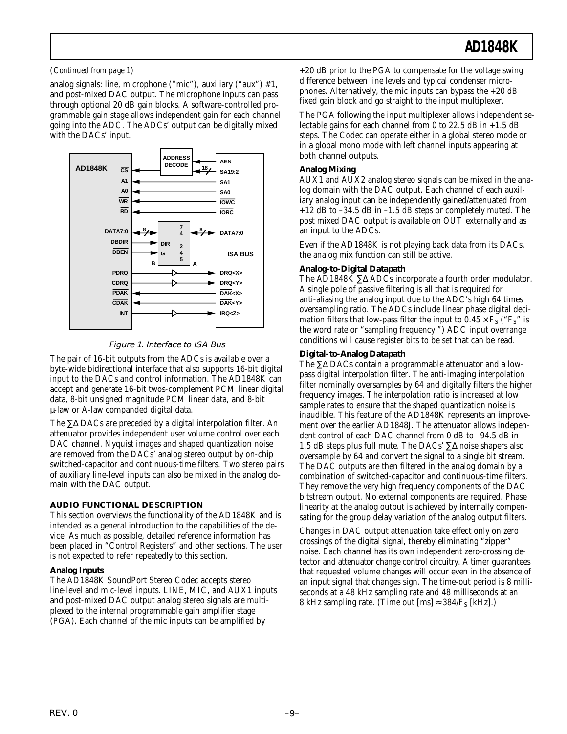*(Continued from page 1)*

analog signals: line, microphone ("mic"), auxiliary ("aux") #1, and post-mixed DAC output. The microphone inputs can pass through optional 20 dB gain blocks. A software-controlled programmable gain stage allows independent gain for each channel going into the ADC. The ADCs' output can be digitally mixed with the DACs' input.

AD1848K
CS
A1
A0
WR
RD
DATA7:0
DBDIR
DBEN
PDRQ
CDRQ
PDAK
CDAK
INT
ADDRESS DECODE
18
8
8
74
DIR
G
245
B
A
AEN
SA19:2
SA1
SA0
IOWC
IORC
DATA7:0
ISA BUS
DRQ<X>
DRQ<Y>
DAK<X>
DAK<Y>
IRQ<Z>

Figure 1. Interface to ISA Bus

The pair of 16-bit outputs from the ADCs is available over a byte-wide bidirectional interface that also supports 16-bit digital input to the DACs and control information. The AD1848K can accept and generate 16-bit twos-complement PCM linear digital data, 8-bit unsigned magnitude PCM linear data, and 8-bit μ-law or A-law companded digital data.

The ∑∆ DACs are preceded by a digital interpolation filter. An attenuator provides independent user volume control over each DAC channel. Nyquist images and shaped quantization noise are removed from the DACs' analog stereo output by on-chip switched-capacitor and continuous-time filters. Two stereo pairs of auxiliary line-level inputs can also be mixed in the analog domain with the DAC output.

## AUDIO FUNCTIONAL DESCRIPTION

This section overviews the functionality of the AD1848K and is intended as a general introduction to the capabilities of the device. As much as possible, detailed reference information has been placed in "Control Registers" and other sections. The user is not expected to refer repeatedly to this section.

### Analog Inputs

The AD1848K SoundPort Stereo Codec accepts stereo line-level and mic-level inputs. LINE, MIC, and AUX1 inputs and post-mixed DAC output analog stereo signals are multiplexed to the internal programmable gain amplifier stage (PGA). Each channel of the mic inputs can be amplified by +20 dB prior to the PGA to compensate for the voltage swing difference between line levels and typical condenser microphones. Alternatively, the mic inputs can bypass the +20 dB fixed gain block and go straight to the input multiplexer.

The PGA following the input multiplexer allows independent selectable gains for each channel from 0 to 22.5 dB in +1.5 dB steps. The Codec can operate either in a global stereo mode or in a global mono mode with left channel inputs appearing at both channel outputs.

### Analog Mixing

AUX1 and AUX2 analog stereo signals can be mixed in the analog domain with the DAC output. Each channel of each auxiliary analog input can be independently gained/attenuated from +12 dB to –34.5 dB in –1.5 dB steps or completely muted. The post mixed DAC output is available on OUT externally and as an input to the ADCs.

Even if the AD1848K is not playing back data from its DACs, the analog mix function can still be active.

### Analog-to-Digital Datapath

The AD1848K ∑∆ ADCs incorporate a fourth order modulator. A single pole of passive filtering is all that is required for anti-aliasing the analog input due to the ADC's high 64 times oversampling ratio. The ADCs include linear phase digital decimation filters that low-pass filter the input to $0.45 \times F_S$ ("$F_S$" is the word rate or "sampling frequency.") ADC input overrange conditions will cause register bits to be set that can be read.

### Digital-to-Analog Datapath

The ∑∆ DACs contain a programmable attenuator and a low-pass digital interpolation filter. The anti-imaging interpolation filter nominally oversamples by 64 and digitally filters the higher frequency images. The interpolation ratio is increased at low sample rates to ensure that the shaped quantization noise is inaudible. This feature of the AD1848K represents an improvement over the earlier AD1848J. The attenuator allows independent control of each DAC channel from 0 dB to –94.5 dB in 1.5 dB steps plus full mute. The DACs' ∑∆ noise shapers also oversample by 64 and convert the signal to a single bit stream. The DAC outputs are then filtered in the analog domain by a combination of switched-capacitor and continuous-time filters. They remove the very high frequency components of the DAC bitstream output. No external components are required. Phase linearity at the analog output is achieved by internally compensating for the group delay variation of the analog output filters.

Changes in DAC output attenuation take effect only on zero crossings of the digital signal, thereby eliminating "zipper" noise. Each channel has its own independent zero-crossing detector and attenuator change control circuitry. A timer guarantees that requested volume changes will occur even in the absence of an input signal that changes sign. The time-out period is 8 milliseconds at a 48 kHz sampling rate and 48 milliseconds at an 8 kHz sampling rate. (Time out [ms] $\approx 384/F_S$ [kHz].)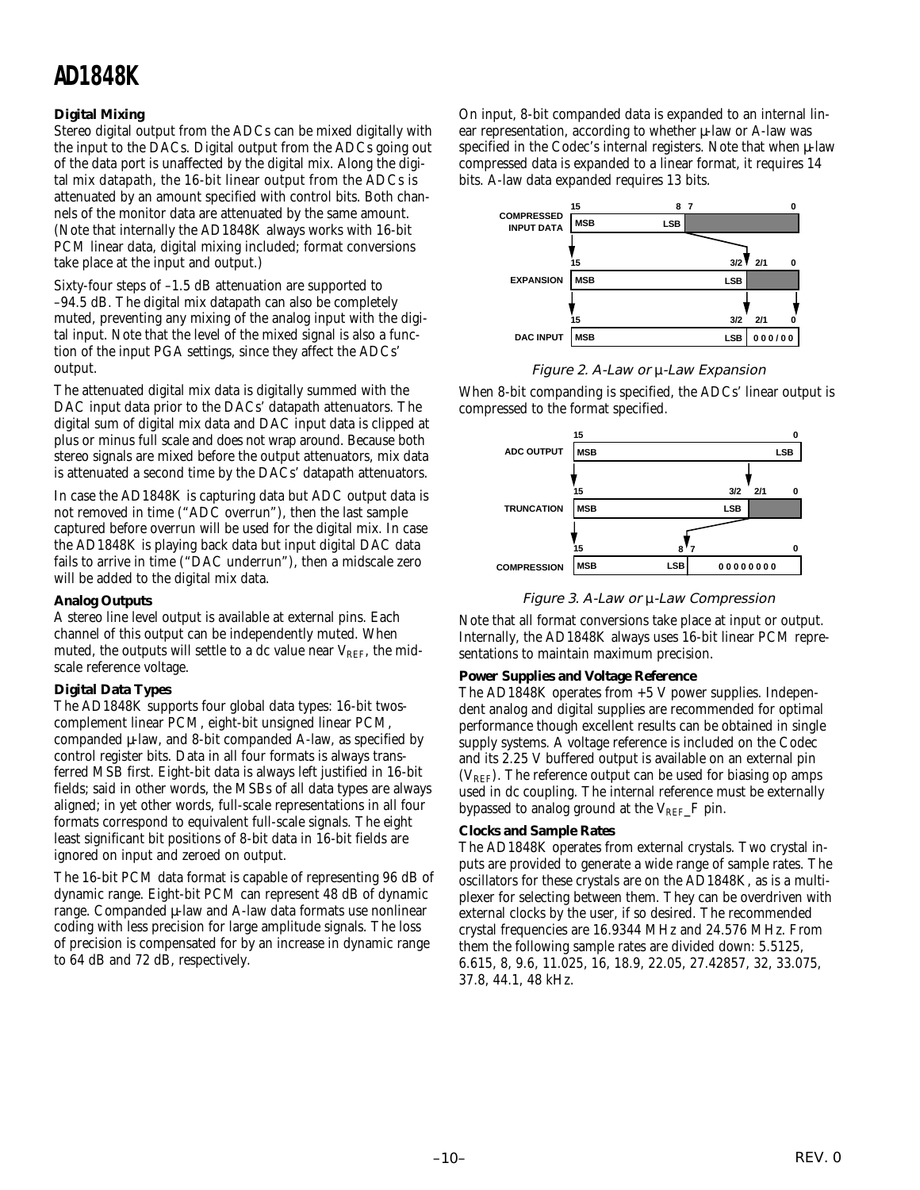## Digital Mixing

Stereo digital output from the ADCs can be mixed digitally with the input to the DACs. Digital output from the ADCs going out of the data port is unaffected by the digital mix. Along the digital mix datapath, the 16-bit linear output from the ADCs is attenuated by an amount specified with control bits. Both channels of the monitor data are attenuated by the same amount. (Note that internally the AD1848K always works with 16-bit PCM linear data, digital mixing included; format conversions take place at the input and output.)

Sixty-four steps of –1.5 dB attenuation are supported to –94.5 dB. The digital mix datapath can also be completely muted, preventing any mixing of the analog input with the digital input. Note that the level of the mixed signal is also a function of the input PGA settings, since they affect the ADCs' output.

The attenuated digital mix data is digitally summed with the DAC input data prior to the DACs' datapath attenuators. The digital sum of digital mix data and DAC input data is clipped at plus or minus full scale and does not wrap around. Because both stereo signals are mixed before the output attenuators, mix data is attenuated a second time by the DACs' datapath attenuators.

In case the AD1848K is capturing data but ADC output data is not removed in time ("ADC overrun"), then the last sample captured before overrun will be used for the digital mix. In case the AD1848K is playing back data but input digital DAC data fails to arrive in time ("DAC underrun"), then a midscale zero will be added to the digital mix data.

## Analog Outputs

A stereo line level output is available at external pins. Each channel of this output can be independently muted. When muted, the outputs will settle to a dc value near $V_{REF}$, the midscale reference voltage.

## Digital Data Types

The AD1848K supports four global data types: 16-bit twos-complement linear PCM, eight-bit unsigned linear PCM, companded μ-law, and 8-bit companded A-law, as specified by control register bits. Data in all four formats is always transferred MSB first. Eight-bit data is always left justified in 16-bit fields; said in other words, the MSBs of all data types are always aligned; in yet other words, full-scale representations in all four formats correspond to equivalent full-scale signals. The eight least significant bit positions of 8-bit data in 16-bit fields are ignored on input and zeroed on output.

The 16-bit PCM data format is capable of representing 96 dB of dynamic range. Eight-bit PCM can represent 48 dB of dynamic range. Companded μ-law and A-law data formats use nonlinear coding with less precision for large amplitude signals. The loss of precision is compensated for by an increase in dynamic range to 64 dB and 72 dB, respectively.

On input, 8-bit companded data is expanded to an internal linear representation, according to whether μ-law or A-law was specified in the Codec's internal registers. Note that when μ-law compressed data is expanded to a linear format, it requires 14 bits. A-law data expanded requires 13 bits.

COMPRESSED INPUT DATA: 15 MSB, 8 LSB, 7, 0
EXPANSION: 15 MSB, 3/2 LSB, 2/1, 0
DAC INPUT: 15 MSB, 3/2 LSB, 2/1, 0, 000/00

*Figure 2. A-Law or μ-Law Expansion*

When 8-bit companding is specified, the ADCs' linear output is compressed to the format specified.

ADC OUTPUT: 15 MSB, 0 LSB
TRUNCATION: 15 MSB, 3/2 LSB, 2/1, 0
COMPRESSION: 15 MSB, 8 LSB, 7, 0, 00000000

*Figure 3. A-Law or μ-Law Compression*

Note that all format conversions take place at input or output. Internally, the AD1848K always uses 16-bit linear PCM representations to maintain maximum precision.

## Power Supplies and Voltage Reference

The AD1848K operates from +5 V power supplies. Independent analog and digital supplies are recommended for optimal performance though excellent results can be obtained in single supply systems. A voltage reference is included on the Codec and its 2.25 V buffered output is available on an external pin ($V_{REF}$). The reference output can be used for biasing op amps used in dc coupling. The internal reference must be externally bypassed to analog ground at the $V_{REF}$_F pin.

## Clocks and Sample Rates

The AD1848K operates from external crystals. Two crystal inputs are provided to generate a wide range of sample rates. The oscillators for these crystals are on the AD1848K, as is a multiplexer for selecting between them. They can be overdriven with external clocks by the user, if so desired. The recommended crystal frequencies are 16.9344 MHz and 24.576 MHz. From them the following sample rates are divided down: 5.5125, 6.615, 8, 9.6, 11.025, 16, 18.9, 22.05, 27.42857, 32, 33.075, 37.8, 44.1, 48 kHz.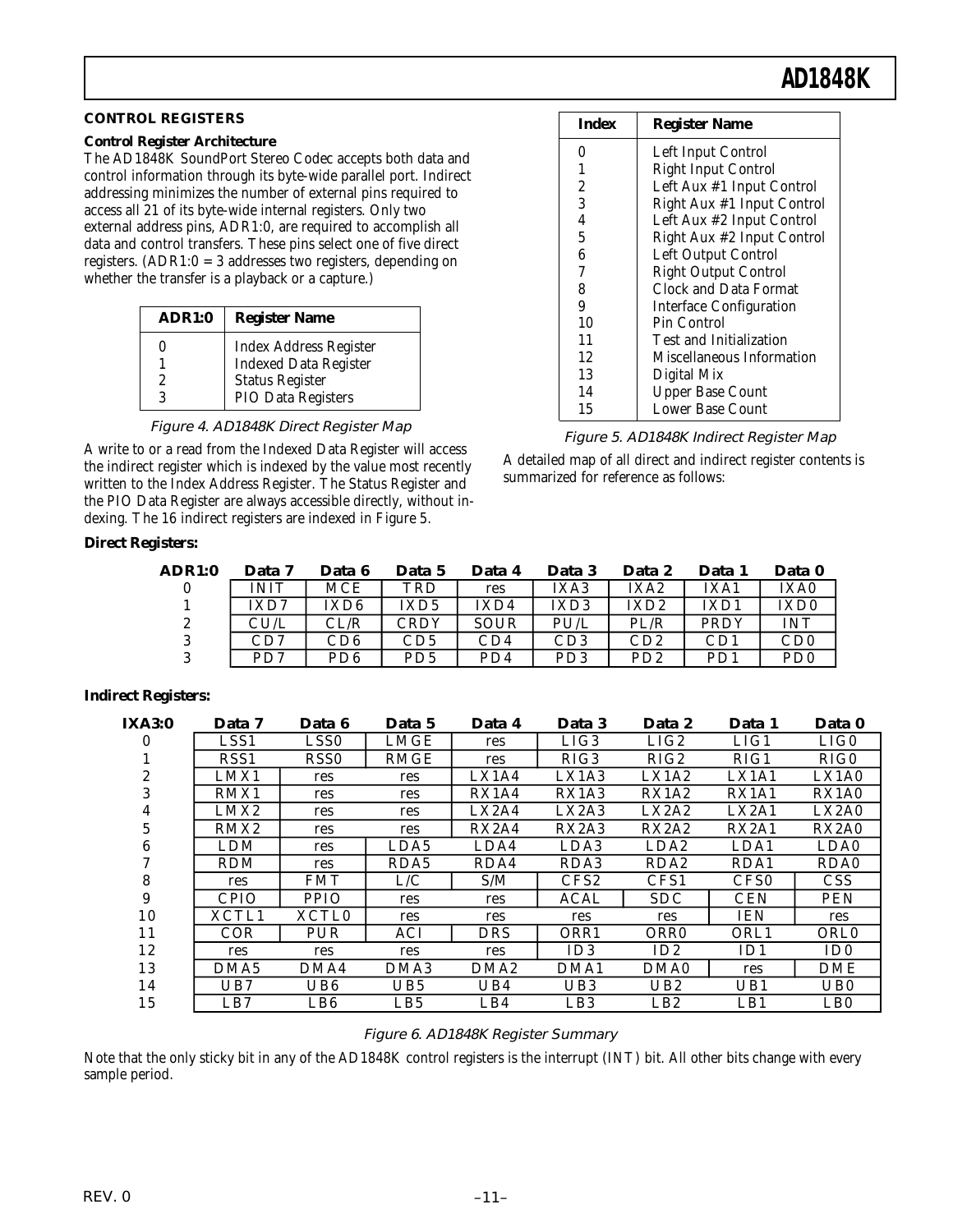### CONTROL REGISTERS

#### Control Register Architecture

The AD1848K SoundPort Stereo Codec accepts both data and control information through its byte-wide parallel port. Indirect addressing minimizes the number of external pins required to access all 21 of its byte-wide internal registers. Only two external address pins, ADR1:0, are required to accomplish all data and control transfers. These pins select one of five direct registers. (ADR1:0 = 3 addresses two registers, depending on whether the transfer is a playback or a capture.)

| ADR1:0 | Register Name |
|---|---|
| 0 | Index Address Register |
| 1 | Indexed Data Register |
| 2 | Status Register |
| 3 | PIO Data Registers |

*Figure 4. AD1848K Direct Register Map*

A write to or a read from the Indexed Data Register will access the indirect register which is indexed by the value most recently written to the Index Address Register. The Status Register and the PIO Data Register are always accessible directly, without indexing. The 16 indirect registers are indexed in Figure 5.

| Index | Register Name |
|---|---|
| 0 | Left Input Control |
| 1 | Right Input Control |
| 2 | Left Aux #1 Input Control |
| 3 | Right Aux #1 Input Control |
| 4 | Left Aux #2 Input Control |
| 5 | Right Aux #2 Input Control |
| 6 | Left Output Control |
| 7 | Right Output Control |
| 8 | Clock and Data Format |
| 9 | Interface Configuration |
| 10 | Pin Control |
| 11 | Test and Initialization |
| 12 | Miscellaneous Information |
| 13 | Digital Mix |
| 14 | Upper Base Count |
| 15 | Lower Base Count |

*Figure 5. AD1848K Indirect Register Map*

A detailed map of all direct and indirect register contents is summarized for reference as follows:

**Direct Registers:**

| ADR1:0 | Data 7 | Data 6 | Data 5 | Data 4 | Data 3 | Data 2 | Data 1 | Data 0 |
|---|---|---|---|---|---|---|---|---|
| 0 | INIT | MCE | TRD | res | IXA3 | IXA2 | IXA1 | IXA0 |
| 1 | IXD7 | IXD6 | IXD5 | IXD4 | IXD3 | IXD2 | IXD1 | IXD0 |
| 2 | CU/L | CL/R | CRDY | SOUR | PU/L | PL/R | PRDY | INT |
| 3 | CD7 | CD6 | CD5 | CD4 | CD3 | CD2 | CD1 | CD0 |
| 3 | PD7 | PD6 | PD5 | PD4 | PD3 | PD2 | PD1 | PD0 |

**Indirect Registers:**

| IXA3:0 | Data 7 | Data 6 | Data 5 | Data 4 | Data 3 | Data 2 | Data 1 | Data 0 |
|---|---|---|---|---|---|---|---|---|
| 0 | LSS1 | LSS0 | LMGE | res | LIG3 | LIG2 | LIG1 | LIG0 |
| 1 | RSS1 | RSS0 | RMGE | res | RIG3 | RIG2 | RIG1 | RIG0 |
| 2 | LMX1 | res | res | LX1A4 | LX1A3 | LX1A2 | LX1A1 | LX1A0 |
| 3 | RMX1 | res | res | RX1A4 | RX1A3 | RX1A2 | RX1A1 | RX1A0 |
| 4 | LMX2 | res | res | LX2A4 | LX2A3 | LX2A2 | LX2A1 | LX2A0 |
| 5 | RMX2 | res | res | RX2A4 | RX2A3 | RX2A2 | RX2A1 | RX2A0 |
| 6 | LDM | res | LDA5 | LDA4 | LDA3 | LDA2 | LDA1 | LDA0 |
| 7 | RDM | res | RDA5 | RDA4 | RDA3 | RDA2 | RDA1 | RDA0 |
| 8 | res | FMT | L/C | S/M | CFS2 | CFS1 | CFS0 | CSS |
| 9 | CPIO | PPIO | res | res | ACAL | SDC | CEN | PEN |
| 10 | XCTL1 | XCTL0 | res | res | res | res | IEN | res |
| 11 | COR | PUR | ACI | DRS | ORR1 | ORR0 | ORL1 | ORL0 |
| 12 | res | res | res | res | ID3 | ID2 | ID1 | ID0 |
| 13 | DMA5 | DMA4 | DMA3 | DMA2 | DMA1 | DMA0 | res | DME |
| 14 | UB7 | UB6 | UB5 | UB4 | UB3 | UB2 | UB1 | UB0 |
| 15 | LB7 | LB6 | LB5 | LB4 | LB3 | LB2 | LB1 | LB0 |

*Figure 6. AD1848K Register Summary*

Note that the only sticky bit in any of the AD1848K control registers is the interrupt (INT) bit. All other bits change with every sample period.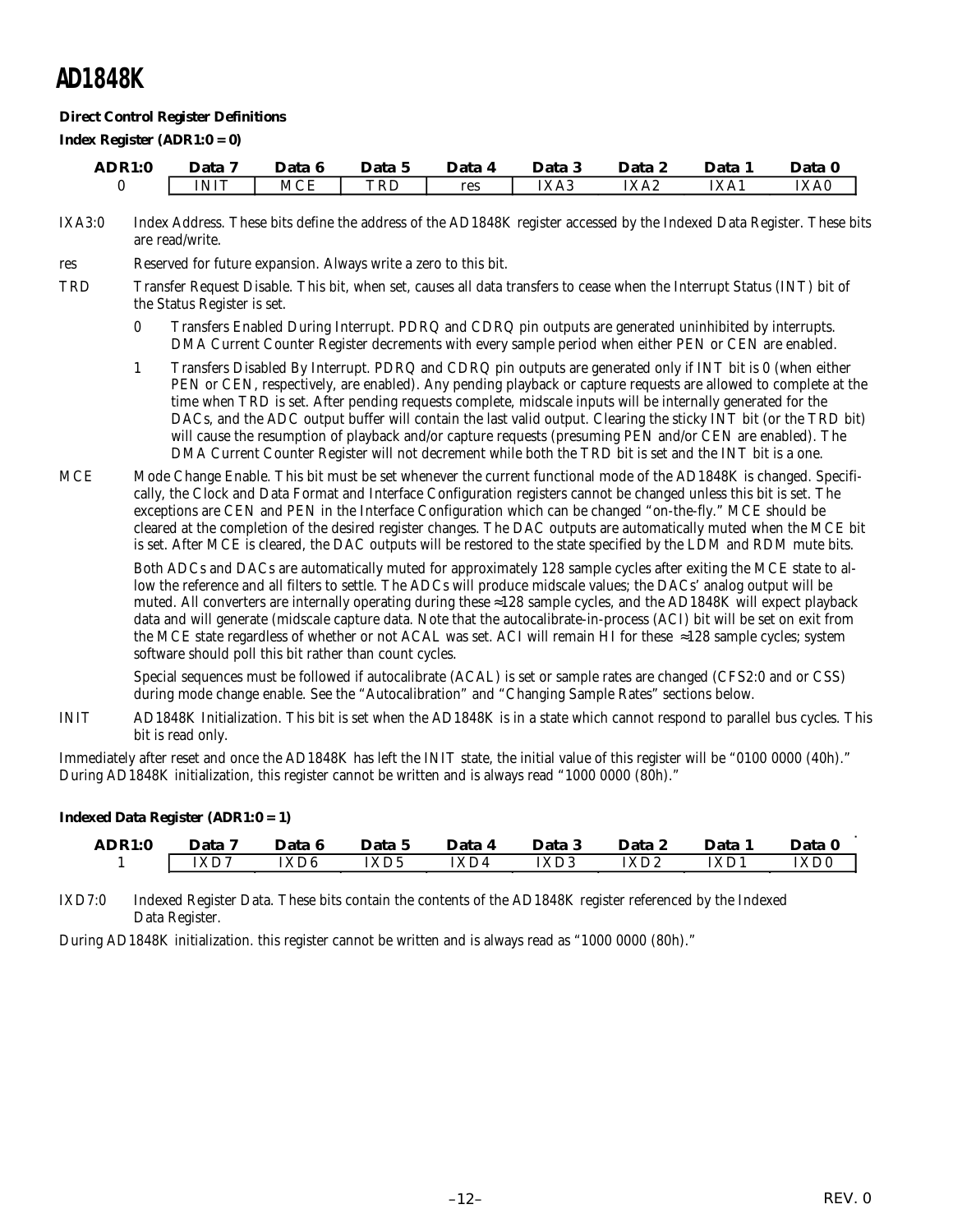### Direct Control Register Definitions

#### Index Register (ADR1:0 = 0)

| ADR1:0 | Data 7 | Data 6 | Data 5 | Data 4 | Data 3 | Data 2 | Data 1 | Data 0 |
|---|---|---|---|---|---|---|---|---|
| 0 | INIT | MCE | TRD | res | IXA3 | IXA2 | IXA1 | IXA0 |

IXA3:0 Index Address. These bits define the address of the AD1848K register accessed by the Indexed Data Register. These bits are read/write.

res Reserved for future expansion. Always write a zero to this bit.

TRD Transfer Request Disable. This bit, when set, causes all data transfers to cease when the Interrupt Status (INT) bit of the Status Register is set.

- 0 Transfers Enabled During Interrupt. PDRQ and CDRQ pin outputs are generated uninhibited by interrupts. DMA Current Counter Register decrements with every sample period when either PEN or CEN are enabled.
- 1 Transfers Disabled By Interrupt. PDRQ and CDRQ pin outputs are generated only if INT bit is 0 (when either PEN or CEN, respectively, are enabled). Any pending playback or capture requests are allowed to complete at the time when TRD is set. After pending requests complete, midscale inputs will be internally generated for the DACs, and the ADC output buffer will contain the last valid output. Clearing the sticky INT bit (or the TRD bit) will cause the resumption of playback and/or capture requests (presuming PEN and/or CEN are enabled). The DMA Current Counter Register will not decrement while both the TRD bit is set and the INT bit is a one.

MCE Mode Change Enable. This bit must be set whenever the current functional mode of the AD1848K is changed. Specifically, the Clock and Data Format and Interface Configuration registers cannot be changed unless this bit is set. The exceptions are CEN and PEN in the Interface Configuration which can be changed "on-the-fly." MCE should be cleared at the completion of the desired register changes. The DAC outputs are automatically muted when the MCE bit is set. After MCE is cleared, the DAC outputs will be restored to the state specified by the LDM and RDM mute bits.

Both ADCs and DACs are automatically muted for approximately 128 sample cycles after exiting the MCE state to allow the reference and all filters to settle. The ADCs will produce midscale values; the DACs' analog output will be muted. All converters are internally operating during these ≈128 sample cycles, and the AD1848K will expect playback data and will generate (midscale capture data. Note that the autocalibrate-in-process (ACI) bit will be set on exit from the MCE state regardless of whether or not ACAL was set. ACI will remain HI for these ≈128 sample cycles; system software should poll this bit rather than count cycles.

Special sequences must be followed if autocalibrate (ACAL) is set or sample rates are changed (CFS2:0 and or CSS) during mode change enable. See the "Autocalibration" and "Changing Sample Rates" sections below.

INIT AD1848K Initialization. This bit is set when the AD1848K is in a state which cannot respond to parallel bus cycles. This bit is read only.

Immediately after reset and once the AD1848K has left the INIT state, the initial value of this register will be "0100 0000 (40h)." During AD1848K initialization, this register cannot be written and is always read "1000 0000 (80h)."

#### Indexed Data Register (ADR1:0 = 1)

| ADR1:0 | Data 7 | Data 6 | Data 5 | Data 4 | Data 3 | Data 2 | Data 1 | Data 0 |
|---|---|---|---|---|---|---|---|---|
| 1 | IXD7 | IXD6 | IXD5 | IXD4 | IXD3 | IXD2 | IXD1 | IXD0 |

IXD7:0 Indexed Register Data. These bits contain the contents of the AD1848K register referenced by the Indexed Data Register.

During AD1848K initialization. this register cannot be written and is always read as "1000 0000 (80h)."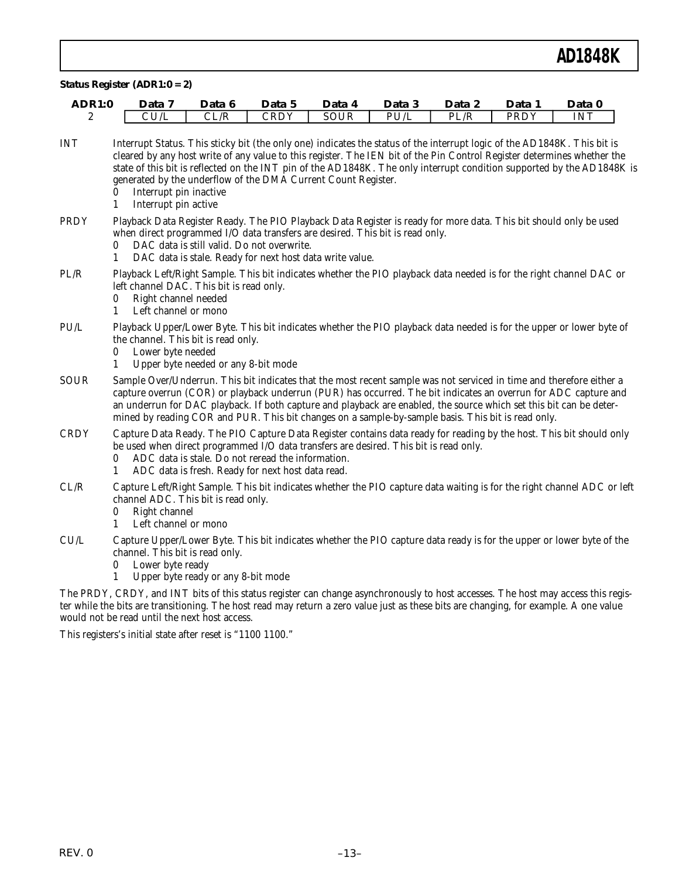**Status Register (ADR1:0 = 2)**

| ADR1:0 | Data 7 | Data 6 | Data 5 | Data 4 | Data 3 | Data 2 | Data 1 | Data 0 |
|---|---|---|---|---|---|---|---|---|
| 2 | CU/L | CL/R | CRDY | SOUR | PU/L | PL/R | PRDY | INT |

INT Interrupt Status. This sticky bit (the only one) indicates the status of the interrupt logic of the AD1848K. This bit is cleared by any host write of any value to this register. The IEN bit of the Pin Control Register determines whether the state of this bit is reflected on the INT pin of the AD1848K. The only interrupt condition supported by the AD1848K is generated by the underflow of the DMA Current Count Register.
- 0 Interrupt pin inactive
- 1 Interrupt pin active

PRDY Playback Data Register Ready. The PIO Playback Data Register is ready for more data. This bit should only be used when direct programmed I/O data transfers are desired. This bit is read only.
- 0 DAC data is still valid. Do not overwrite.
- 1 DAC data is stale. Ready for next host data write value.

PL/R Playback Left/Right Sample. This bit indicates whether the PIO playback data needed is for the right channel DAC or left channel DAC. This bit is read only.
- 0 Right channel needed
- 1 Left channel or mono

PU/L Playback Upper/Lower Byte. This bit indicates whether the PIO playback data needed is for the upper or lower byte of the channel. This bit is read only.
- 0 Lower byte needed
- 1 Upper byte needed or any 8-bit mode

SOUR Sample Over/Underrun. This bit indicates that the most recent sample was not serviced in time and therefore either a capture overrun (COR) or playback underrun (PUR) has occurred. The bit indicates an overrun for ADC capture and an underrun for DAC playback. If both capture and playback are enabled, the source which set this bit can be determined by reading COR and PUR. This bit changes on a sample-by-sample basis. This bit is read only.

CRDY Capture Data Ready. The PIO Capture Data Register contains data ready for reading by the host. This bit should only be used when direct programmed I/O data transfers are desired. This bit is read only.
- 0 ADC data is stale. Do not reread the information.
- 1 ADC data is fresh. Ready for next host data read.

CL/R Capture Left/Right Sample. This bit indicates whether the PIO capture data waiting is for the right channel ADC or left channel ADC. This bit is read only.
- 0 Right channel
- 1 Left channel or mono

CU/L Capture Upper/Lower Byte. This bit indicates whether the PIO capture data ready is for the upper or lower byte of the channel. This bit is read only.
- 0 Lower byte ready
- 1 Upper byte ready or any 8-bit mode

The PRDY, CRDY, and INT bits of this status register can change asynchronously to host accesses. The host may access this register while the bits are transitioning. The host read may return a zero value just as these bits are changing, for example. A one value would not be read until the next host access.

This registers's initial state after reset is "1100 1100."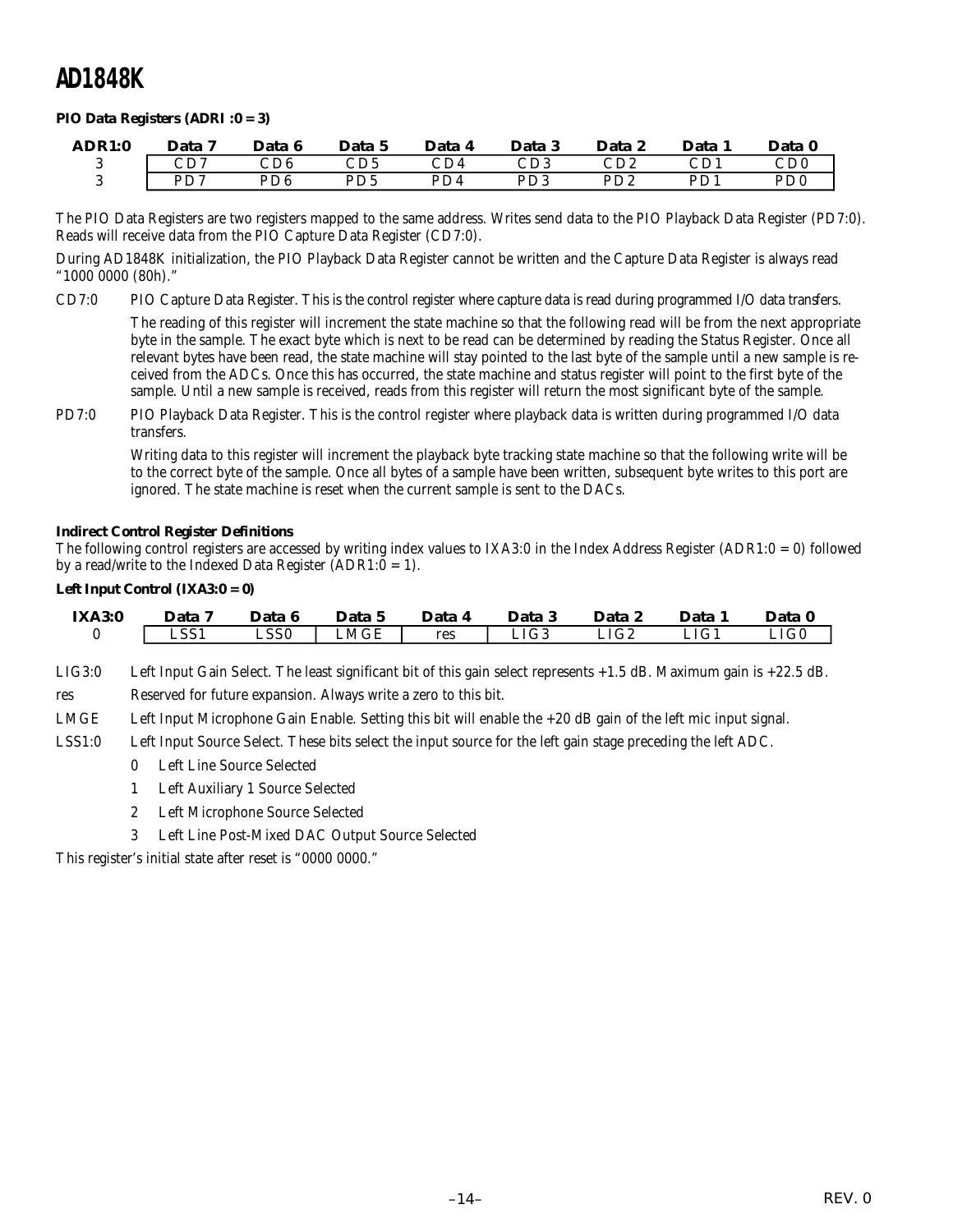**PIO Data Registers (ADRI :0 = 3)**

| ADR1:0 | Data 7 | Data 6 | Data 5 | Data 4 | Data 3 | Data 2 | Data 1 | Data 0 |
|---|---|---|---|---|---|---|---|---|
| 3 | CD7 | CD6 | CD5 | CD4 | CD3 | CD2 | CD1 | CD0 |
| 3 | PD7 | PD6 | PD5 | PD4 | PD3 | PD2 | PD1 | PD0 |

The PIO Data Registers are two registers mapped to the same address. Writes send data to the PIO Playback Data Register (PD7:0). Reads will receive data from the PIO Capture Data Register (CD7:0).

During AD1848K initialization, the PIO Playback Data Register cannot be written and the Capture Data Register is always read "1000 0000 (80h)."

CD7:0 PIO Capture Data Register. This is the control register where capture data is read during programmed I/O data transfers.

The reading of this register will increment the state machine so that the following read will be from the next appropriate byte in the sample. The exact byte which is next to be read can be determined by reading the Status Register. Once all relevant bytes have been read, the state machine will stay pointed to the last byte of the sample until a new sample is received from the ADCs. Once this has occurred, the state machine and status register will point to the first byte of the sample. Until a new sample is received, reads from this register will return the most significant byte of the sample.

PD7:0 PIO Playback Data Register. This is the control register where playback data is written during programmed I/O data transfers.

Writing data to this register will increment the playback byte tracking state machine so that the following write will be to the correct byte of the sample. Once all bytes of a sample have been written, subsequent byte writes to this port are ignored. The state machine is reset when the current sample is sent to the DACs.

**Indirect Control Register Definitions**

The following control registers are accessed by writing index values to IXA3:0 in the Index Address Register (ADR1:0 = 0) followed by a read/write to the Indexed Data Register (ADR1:0 = 1).

**Left Input Control (IXA3:0 = 0)**

| IXA3:0 | Data 7 | Data 6 | Data 5 | Data 4 | Data 3 | Data 2 | Data 1 | Data 0 |
|---|---|---|---|---|---|---|---|---|
| 0 | LSS1 | LSS0 | LMGE | res | LIG3 | LIG2 | LIG1 | LIG0 |

LIG3:0 Left Input Gain Select. The least significant bit of this gain select represents +1.5 dB. Maximum gain is +22.5 dB.

res Reserved for future expansion. Always write a zero to this bit.

LMGE Left Input Microphone Gain Enable. Setting this bit will enable the +20 dB gain of the left mic input signal.

LSS1:0 Left Input Source Select. These bits select the input source for the left gain stage preceding the left ADC.

- 0 Left Line Source Selected
- 1 Left Auxiliary 1 Source Selected
- 2 Left Microphone Source Selected
- 3 Left Line Post-Mixed DAC Output Source Selected

This register's initial state after reset is "0000 0000."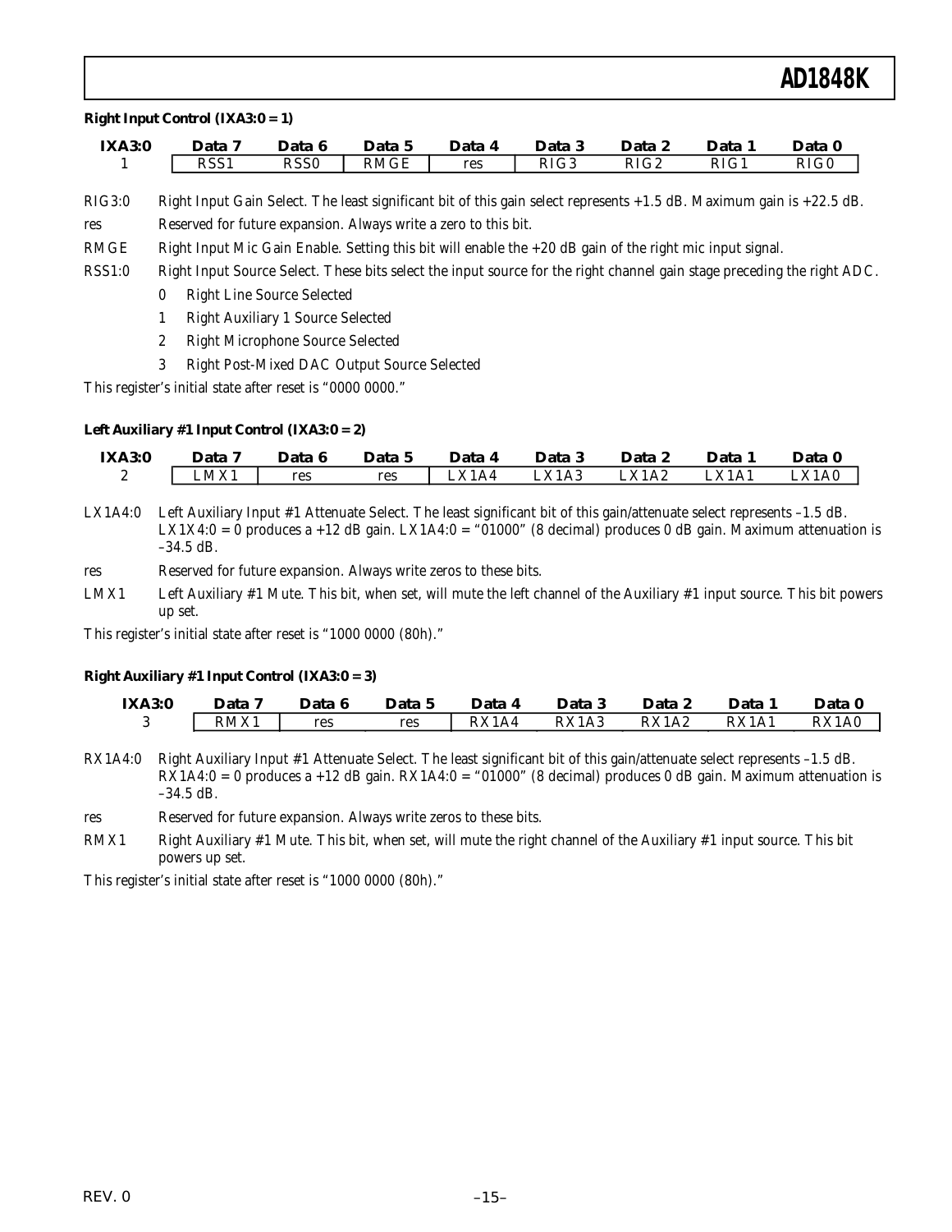**Right Input Control (IXA3:0 = 1)**

| IXA3:0 | Data 7 | Data 6 | Data 5 | Data 4 | Data 3 | Data 2 | Data 1 | Data 0 |
|---|---|---|---|---|---|---|---|---|
| 1 | RSS1 | RSS0 | RMGE | res | RIG3 | RIG2 | RIG1 | RIG0 |

RIG3:0 Right Input Gain Select. The least significant bit of this gain select represents +1.5 dB. Maximum gain is +22.5 dB.

res Reserved for future expansion. Always write a zero to this bit.

RMGE Right Input Mic Gain Enable. Setting this bit will enable the +20 dB gain of the right mic input signal.

RSS1:0 Right Input Source Select. These bits select the input source for the right channel gain stage preceding the right ADC.

- 0 Right Line Source Selected
- 1 Right Auxiliary 1 Source Selected
- 2 Right Microphone Source Selected
- 3 Right Post-Mixed DAC Output Source Selected

This register's initial state after reset is "0000 0000."

**Left Auxiliary #1 Input Control (IXA3:0 = 2)**

| IXA3:0 | Data 7 | Data 6 | Data 5 | Data 4 | Data 3 | Data 2 | Data 1 | Data 0 |
|---|---|---|---|---|---|---|---|---|
| 2 | LMX1 | res | res | LX1A4 | LX1A3 | LX1A2 | LX1A1 | LX1A0 |

LX1A4:0 Left Auxiliary Input #1 Attenuate Select. The least significant bit of this gain/attenuate select represents –1.5 dB. LX1X4:0 = 0 produces a +12 dB gain. LX1A4:0 = "01000" (8 decimal) produces 0 dB gain. Maximum attenuation is –34.5 dB.

res Reserved for future expansion. Always write zeros to these bits.

LMX1 Left Auxiliary #1 Mute. This bit, when set, will mute the left channel of the Auxiliary #1 input source. This bit powers up set.

This register's initial state after reset is "1000 0000 (80h)."

**Right Auxiliary #1 Input Control (IXA3:0 = 3)**

| IXA3:0 | Data 7 | Data 6 | Data 5 | Data 4 | Data 3 | Data 2 | Data 1 | Data 0 |
|---|---|---|---|---|---|---|---|---|
| 3 | RMX1 | res | res | RX1A4 | RX1A3 | RX1A2 | RX1A1 | RX1A0 |

RX1A4:0 Right Auxiliary Input #1 Attenuate Select. The least significant bit of this gain/attenuate select represents –1.5 dB. RX1A4:0 = 0 produces a +12 dB gain. RX1A4:0 = "01000" (8 decimal) produces 0 dB gain. Maximum attenuation is –34.5 dB.

res Reserved for future expansion. Always write zeros to these bits.

RMX1 Right Auxiliary #1 Mute. This bit, when set, will mute the right channel of the Auxiliary #1 input source. This bit powers up set.

This register's initial state after reset is "1000 0000 (80h)."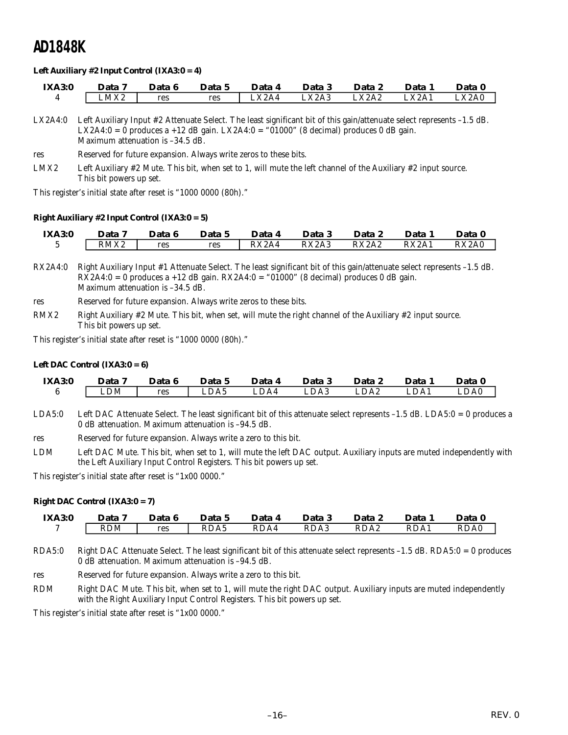#### Left Auxiliary #2 Input Control (IXA3:0 = 4)

| IXA3:0 | Data 7 | Data 6 | Data 5 | Data 4 | Data 3 | Data 2 | Data 1 | Data 0 |
|---|---|---|---|---|---|---|---|---|
| 4 | LMX2 | res | res | LX2A4 | LX2A3 | LX2A2 | LX2A1 | LX2A0 |

LX2A4:0 Left Auxiliary Input #2 Attenuate Select. The least significant bit of this gain/attenuate select represents –1.5 dB. LX2A4:0 = 0 produces a +12 dB gain. LX2A4:0 = "01000" (8 decimal) produces 0 dB gain. Maximum attenuation is –34.5 dB.

res Reserved for future expansion. Always write zeros to these bits.

LMX2 Left Auxiliary #2 Mute. This bit, when set to 1, will mute the left channel of the Auxiliary #2 input source. This bit powers up set.

This register's initial state after reset is "1000 0000 (80h)."

#### Right Auxiliary #2 Input Control (IXA3:0 = 5)

| IXA3:0 | Data 7 | Data 6 | Data 5 | Data 4 | Data 3 | Data 2 | Data 1 | Data 0 |
|---|---|---|---|---|---|---|---|---|
| 5 | RMX2 | res | res | RX2A4 | RX2A3 | RX2A2 | RX2A1 | RX2A0 |

RX2A4:0 Right Auxiliary Input #1 Attenuate Select. The least significant bit of this gain/attenuate select represents –1.5 dB. RX2A4:0 = 0 produces a +12 dB gain. RX2A4:0 = "01000" (8 decimal) produces 0 dB gain. Maximum attenuation is –34.5 dB.

res Reserved for future expansion. Always write zeros to these bits.

RMX2 Right Auxiliary #2 Mute. This bit, when set, will mute the right channel of the Auxiliary #2 input source. This bit powers up set.

This register's initial state after reset is "1000 0000 (80h)."

#### Left DAC Control (IXA3:0 = 6)

| IXA3:0 | Data 7 | Data 6 | Data 5 | Data 4 | Data 3 | Data 2 | Data 1 | Data 0 |
|---|---|---|---|---|---|---|---|---|
| 6 | LDM | res | LDA5 | LDA4 | LDA3 | LDA2 | LDA1 | LDA0 |

LDA5:0 Left DAC Attenuate Select. The least significant bit of this attenuate select represents –1.5 dB. LDA5:0 = 0 produces a 0 dB attenuation. Maximum attenuation is –94.5 dB.

res Reserved for future expansion. Always write a zero to this bit.

LDM Left DAC Mute. This bit, when set to 1, will mute the left DAC output. Auxiliary inputs are muted independently with the Left Auxiliary Input Control Registers. This bit powers up set.

This register's initial state after reset is "1x00 0000."

#### Right DAC Control (IXA3:0 = 7)

| IXA3:0 | Data 7 | Data 6 | Data 5 | Data 4 | Data 3 | Data 2 | Data 1 | Data 0 |
|---|---|---|---|---|---|---|---|---|
| 7 | RDM | res | RDA5 | RDA4 | RDA3 | RDA2 | RDA1 | RDA0 |

RDA5:0 Right DAC Attenuate Select. The least significant bit of this attenuate select represents –1.5 dB. RDA5:0 = 0 produces a 0 dB attenuation. Maximum attenuation is –94.5 dB.

res Reserved for future expansion. Always write a zero to this bit.

RDM Right DAC Mute. This bit, when set to 1, will mute the right DAC output. Auxiliary inputs are muted independently with the Right Auxiliary Input Control Registers. This bit powers up set.

This register's initial state after reset is "1x00 0000."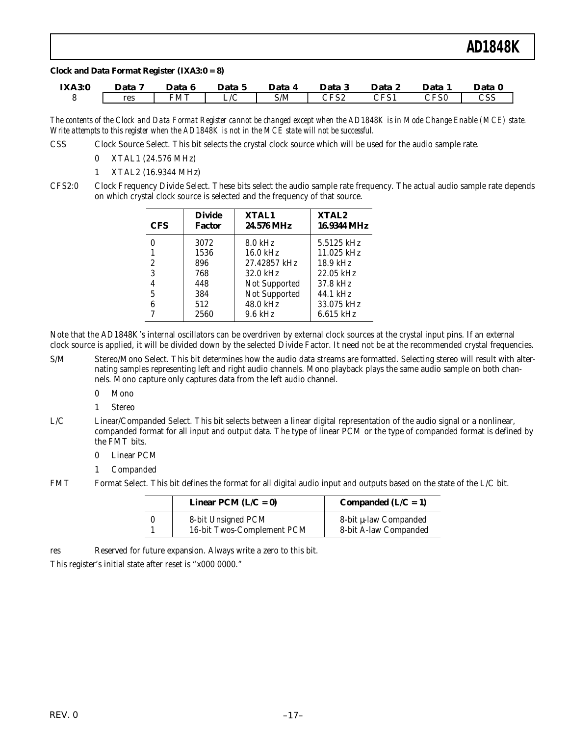**Clock and Data Format Register (IXA3:0 = 8)**

| IXA3:0 | Data 7 | Data 6 | Data 5 | Data 4 | Data 3 | Data 2 | Data 1 | Data 0 |
|---|---|---|---|---|---|---|---|---|
| 8 | res | FMT | L/C | S/M | CFS2 | CFS1 | CFS0 | CSS |

*The contents of the Clock and Data Format Register cannot be changed except when the AD1848K is in Mode Change Enable (MCE) state. Write attempts to this register when the AD1848K is not in the MCE state will not be successful.*

CSS Clock Source Select. This bit selects the crystal clock source which will be used for the audio sample rate.

- 0 XTAL1 (24.576 MHz)
- 1 XTAL2 (16.9344 MHz)

CFS2:0 Clock Frequency Divide Select. These bits select the audio sample rate frequency. The actual audio sample rate depends on which crystal clock source is selected and the frequency of that source.

| CFS | Divide Factor | XTAL1 24.576 MHz | XTAL2 16.9344 MHz |
|---|---|---|---|
| 0 | 3072 | 8.0 kHz | 5.5125 kHz |
| 1 | 1536 | 16.0 kHz | 11.025 kHz |
| 2 | 896 | 27.42857 kHz | 18.9 kHz |
| 3 | 768 | 32.0 kHz | 22.05 kHz |
| 4 | 448 | Not Supported | 37.8 kHz |
| 5 | 384 | Not Supported | 44.1 kHz |
| 6 | 512 | 48.0 kHz | 33.075 kHz |
| 7 | 2560 | 9.6 kHz | 6.615 kHz |

Note that the AD1848K's internal oscillators can be overdriven by external clock sources at the crystal input pins. If an external clock source is applied, it will be divided down by the selected Divide Factor. It need not be at the recommended crystal frequencies.

S/M Stereo/Mono Select. This bit determines how the audio data streams are formatted. Selecting stereo will result with alternating samples representing left and right audio channels. Mono playback plays the same audio sample on both channels. Mono capture only captures data from the left audio channel.

- 0 Mono
- 1 Stereo

L/C Linear/Companded Select. This bit selects between a linear digital representation of the audio signal or a nonlinear, companded format for all input and output data. The type of linear PCM or the type of companded format is defined by the FMT bits.

- 0 Linear PCM
- 1 Companded

FMT Format Select. This bit defines the format for all digital audio input and outputs based on the state of the L/C bit.

| | Linear PCM (L/C = 0) | Companded (L/C = 1) |
|---|---|---|
| 0 | 8-bit Unsigned PCM | 8-bit μ-law Companded |
| 1 | 16-bit Twos-Complement PCM | 8-bit A-law Companded |

res Reserved for future expansion. Always write a zero to this bit.

This register's initial state after reset is "x000 0000."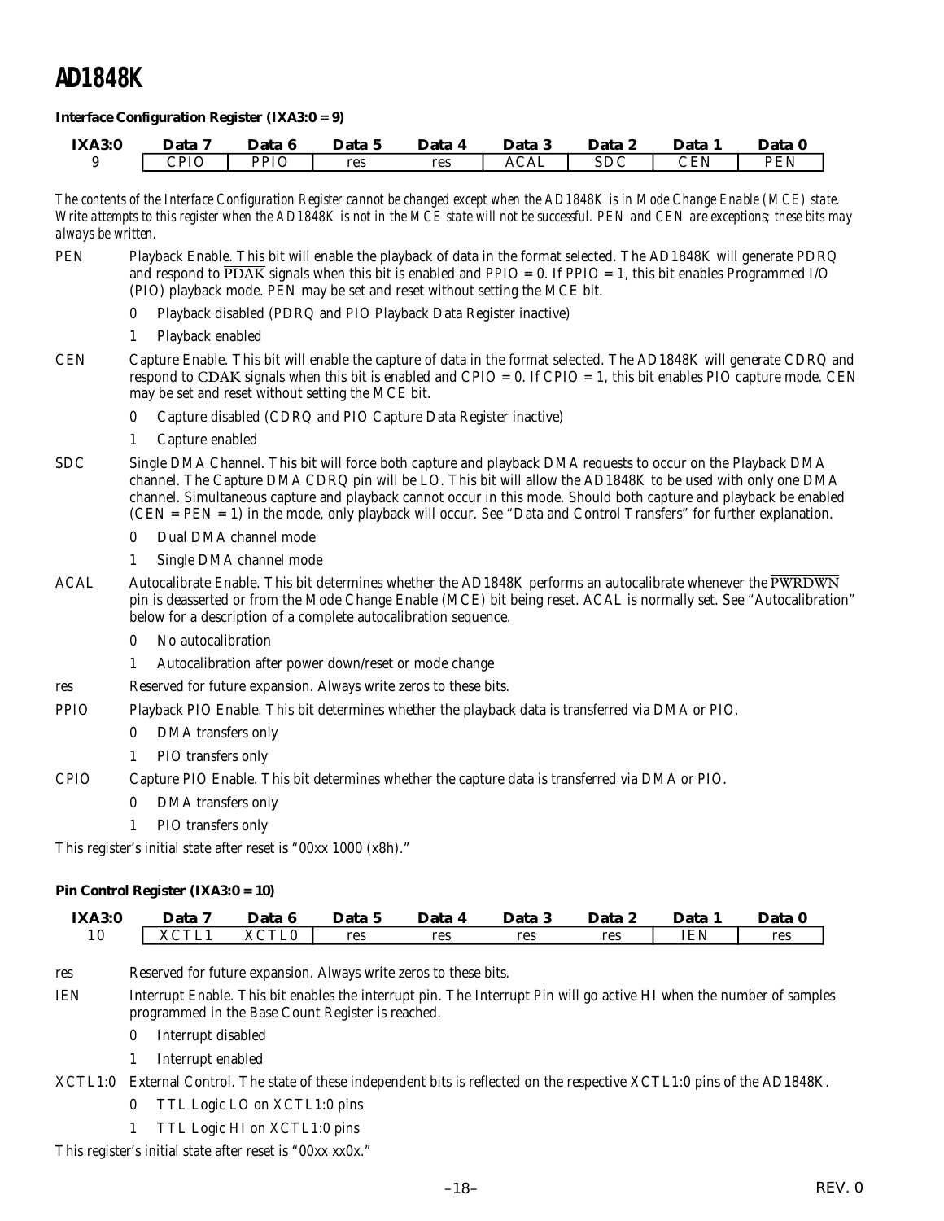**Interface Configuration Register (IXA3:0 = 9)**

| IXA3:0 | Data 7 | Data 6 | Data 5 | Data 4 | Data 3 | Data 2 | Data 1 | Data 0 |
|---|---|---|---|---|---|---|---|---|
| 9 | CPIO | PPIO | res | res | ACAL | SDC | CEN | PEN |

*The contents of the Interface Configuration Register cannot be changed except when the AD1848K is in Mode Change Enable (MCE) state. Write attempts to this register when the AD1848K is not in the MCE state will not be successful. PEN and CEN are exceptions; these bits may always be written.*

PEN — Playback Enable. This bit will enable the playback of data in the format selected. The AD1848K will generate PDRQ and respond to $\overline{\text{PDAK}}$ signals when this bit is enabled and PPIO = 0. If PPIO = 1, this bit enables Programmed I/O (PIO) playback mode. PEN may be set and reset without setting the MCE bit.

- 0 Playback disabled (PDRQ and PIO Playback Data Register inactive)
- 1 Playback enabled

CEN — Capture Enable. This bit will enable the capture of data in the format selected. The AD1848K will generate CDRQ and respond to $\overline{\text{CDAK}}$ signals when this bit is enabled and CPIO = 0. If CPIO = 1, this bit enables PIO capture mode. CEN may be set and reset without setting the MCE bit.

- 0 Capture disabled (CDRQ and PIO Capture Data Register inactive)
- 1 Capture enabled

SDC — Single DMA Channel. This bit will force both capture and playback DMA requests to occur on the Playback DMA channel. The Capture DMA CDRQ pin will be LO. This bit will allow the AD1848K to be used with only one DMA channel. Simultaneous capture and playback cannot occur in this mode. Should both capture and playback be enabled (CEN = PEN = 1) in the mode, only playback will occur. See "Data and Control Transfers" for further explanation.

- 0 Dual DMA channel mode
- 1 Single DMA channel mode

ACAL — Autocalibrate Enable. This bit determines whether the AD1848K performs an autocalibrate whenever the $\overline{\text{PWRDWN}}$ pin is deasserted or from the Mode Change Enable (MCE) bit being reset. ACAL is normally set. See "Autocalibration" below for a description of a complete autocalibration sequence.

- 0 No autocalibration
- 1 Autocalibration after power down/reset or mode change

res — Reserved for future expansion. Always write zeros to these bits.

PPIO — Playback PIO Enable. This bit determines whether the playback data is transferred via DMA or PIO.

- 0 DMA transfers only
- 1 PIO transfers only

CPIO — Capture PIO Enable. This bit determines whether the capture data is transferred via DMA or PIO.

- 0 DMA transfers only
- 1 PIO transfers only

This register's initial state after reset is "00xx 1000 (x8h)."

**Pin Control Register (IXA3:0 = 10)**

| IXA3:0 | Data 7 | Data 6 | Data 5 | Data 4 | Data 3 | Data 2 | Data 1 | Data 0 |
|---|---|---|---|---|---|---|---|---|
| 10 | XCTL1 | XCTL0 | res | res | res | res | IEN | res |

res — Reserved for future expansion. Always write zeros to these bits.

IEN — Interrupt Enable. This bit enables the interrupt pin. The Interrupt Pin will go active HI when the number of samples programmed in the Base Count Register is reached.

- 0 Interrupt disabled
- 1 Interrupt enabled

XCTL1:0 — External Control. The state of these independent bits is reflected on the respective XCTL1:0 pins of the AD1848K.

- 0 TTL Logic LO on XCTL1:0 pins
- 1 TTL Logic HI on XCTL1:0 pins

This register's initial state after reset is "00xx xx0x."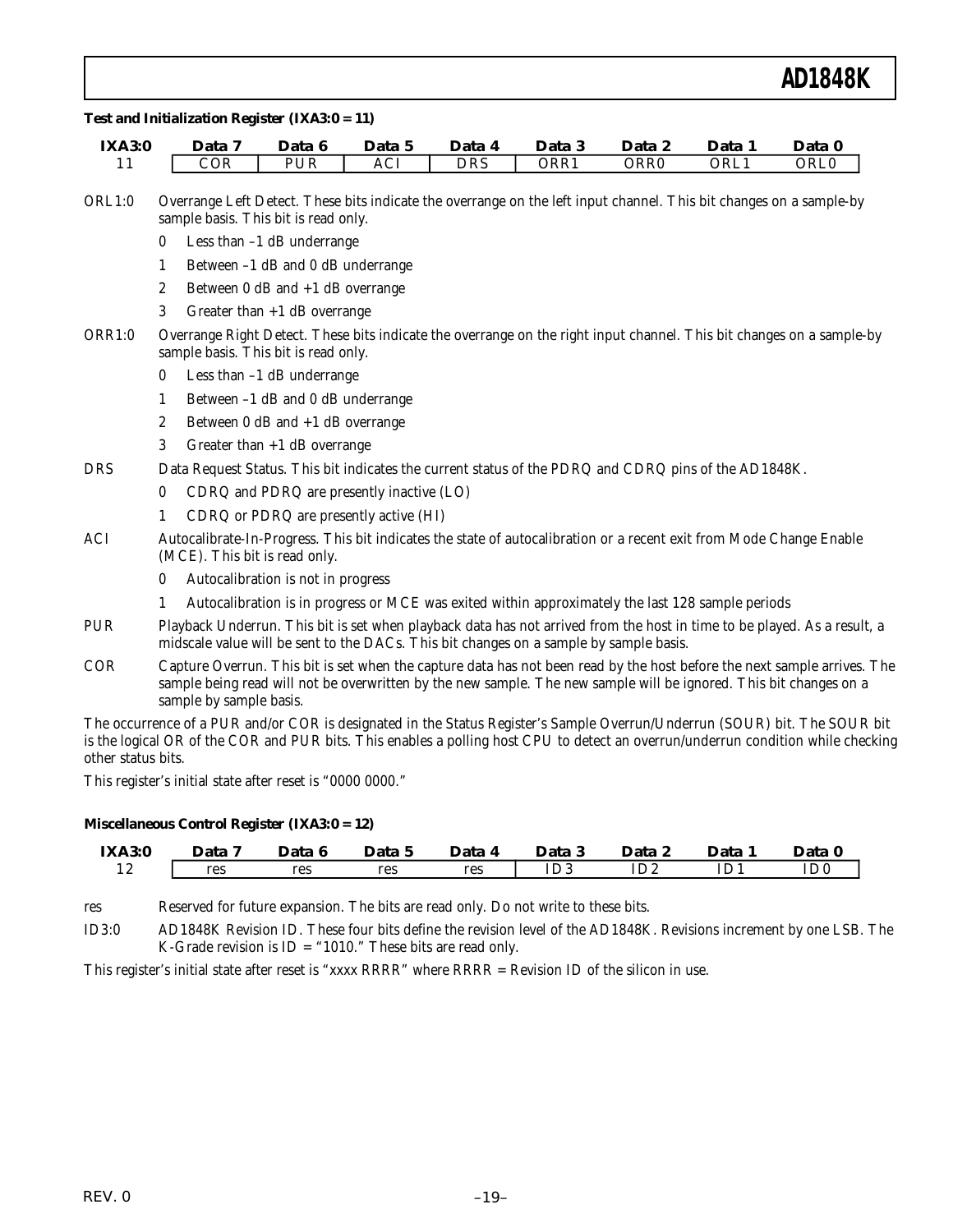**Test and Initialization Register (IXA3:0 = 11)**

| IXA3:0 | Data 7 | Data 6 | Data 5 | Data 4 | Data 3 | Data 2 | Data 1 | Data 0 |
|---|---|---|---|---|---|---|---|---|
| 11 | COR | PUR | ACI | DRS | ORR1 | ORR0 | ORL1 | ORL0 |

ORL1:0 Overrange Left Detect. These bits indicate the overrange on the left input channel. This bit changes on a sample-by sample basis. This bit is read only.

- 0 Less than –1 dB underrange
- 1 Between –1 dB and 0 dB underrange
- 2 Between 0 dB and +1 dB overrange
- 3 Greater than +1 dB overrange

ORR1:0 Overrange Right Detect. These bits indicate the overrange on the right input channel. This bit changes on a sample-by sample basis. This bit is read only.

- 0 Less than –1 dB underrange
- 1 Between –1 dB and 0 dB underrange
- 2 Between 0 dB and +1 dB overrange
- 3 Greater than +1 dB overrange

DRS Data Request Status. This bit indicates the current status of the PDRQ and CDRQ pins of the AD1848K.

- 0 CDRQ and PDRQ are presently inactive (LO)
- 1 CDRQ or PDRQ are presently active (HI)

ACI Autocalibrate-In-Progress. This bit indicates the state of autocalibration or a recent exit from Mode Change Enable (MCE). This bit is read only.

- 0 Autocalibration is not in progress
- 1 Autocalibration is in progress or MCE was exited within approximately the last 128 sample periods

PUR Playback Underrun. This bit is set when playback data has not arrived from the host in time to be played. As a result, a midscale value will be sent to the DACs. This bit changes on a sample by sample basis.

COR Capture Overrun. This bit is set when the capture data has not been read by the host before the next sample arrives. The sample being read will not be overwritten by the new sample. The new sample will be ignored. This bit changes on a sample by sample basis.

The occurrence of a PUR and/or COR is designated in the Status Register's Sample Overrun/Underrun (SOUR) bit. The SOUR bit is the logical OR of the COR and PUR bits. This enables a polling host CPU to detect an overrun/underrun condition while checking other status bits.

This register's initial state after reset is "0000 0000."

**Miscellaneous Control Register (IXA3:0 = 12)**

| IXA3:0 | Data 7 | Data 6 | Data 5 | Data 4 | Data 3 | Data 2 | Data 1 | Data 0 |
|---|---|---|---|---|---|---|---|---|
| 12 | res | res | res | res | ID3 | ID2 | ID1 | ID0 |

res Reserved for future expansion. The bits are read only. Do not write to these bits.

ID3:0 AD1848K Revision ID. These four bits define the revision level of the AD1848K. Revisions increment by one LSB. The K-Grade revision is ID = "1010." These bits are read only.

This register's initial state after reset is "xxxx RRRR" where RRRR = Revision ID of the silicon in use.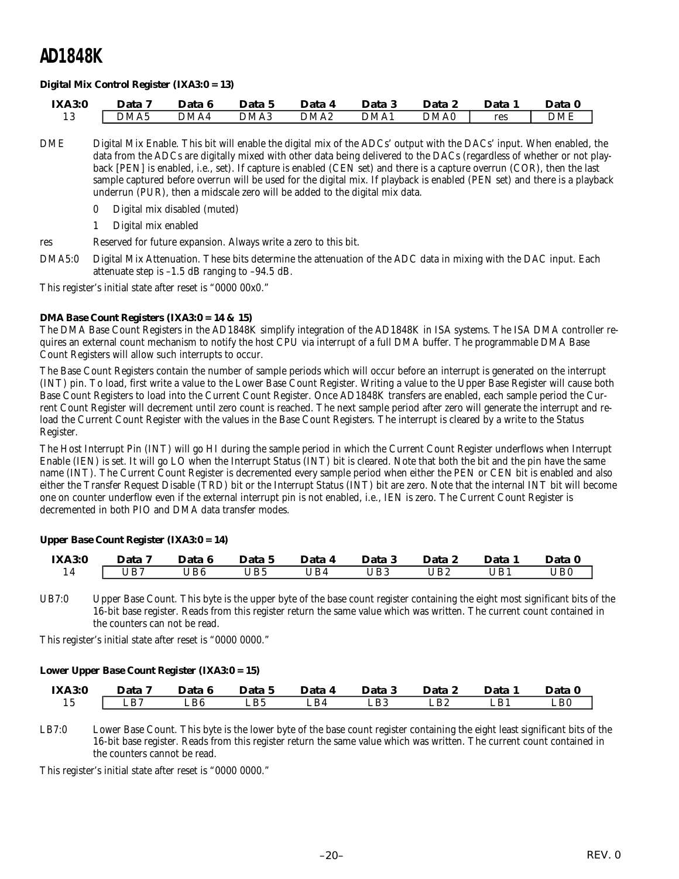**Digital Mix Control Register (IXA3:0 = 13)**

| IXA3:0 | Data 7 | Data 6 | Data 5 | Data 4 | Data 3 | Data 2 | Data 1 | Data 0 |
|---|---|---|---|---|---|---|---|---|
| 13 | DMA5 | DMA4 | DMA3 | DMA2 | DMA1 | DMA0 | res | DME |

DME — Digital Mix Enable. This bit will enable the digital mix of the ADCs' output with the DACs' input. When enabled, the data from the ADCs are digitally mixed with other data being delivered to the DACs (regardless of whether or not playback [PEN] is enabled, i.e., set). If capture is enabled (CEN set) and there is a capture overrun (COR), then the last sample captured before overrun will be used for the digital mix. If playback is enabled (PEN set) and there is a playback underrun (PUR), then a midscale zero will be added to the digital mix data.

- 0 Digital mix disabled (muted)
- 1 Digital mix enabled

res — Reserved for future expansion. Always write a zero to this bit.

DMA5:0 — Digital Mix Attenuation. These bits determine the attenuation of the ADC data in mixing with the DAC input. Each attenuate step is –1.5 dB ranging to –94.5 dB.

This register's initial state after reset is "0000 00x0."

**DMA Base Count Registers (IXA3:0 = 14 & 15)**

The DMA Base Count Registers in the AD1848K simplify integration of the AD1848K in ISA systems. The ISA DMA controller requires an external count mechanism to notify the host CPU via interrupt of a full DMA buffer. The programmable DMA Base Count Registers will allow such interrupts to occur.

The Base Count Registers contain the number of sample periods which will occur before an interrupt is generated on the interrupt (INT) pin. To load, first write a value to the Lower Base Count Register. Writing a value to the Upper Base Register will cause both Base Count Registers to load into the Current Count Register. Once AD1848K transfers are enabled, each sample period the Current Count Register will decrement until zero count is reached. The next sample period after zero will generate the interrupt and reload the Current Count Register with the values in the Base Count Registers. The interrupt is cleared by a write to the Status Register.

The Host Interrupt Pin (INT) will go HI during the sample period in which the Current Count Register underflows when Interrupt Enable (IEN) is set. It will go LO when the Interrupt Status (INT) bit is cleared. Note that both the bit and the pin have the same name (INT). The Current Count Register is decremented every sample period when either the PEN or CEN bit is enabled and also either the Transfer Request Disable (TRD) bit or the Interrupt Status (INT) bit are zero. Note that the internal INT bit will become one on counter underflow even if the external interrupt pin is not enabled, i.e., IEN is zero. The Current Count Register is decremented in both PIO and DMA data transfer modes.

**Upper Base Count Register (IXA3:0 = 14)**

| IXA3:0 | Data 7 | Data 6 | Data 5 | Data 4 | Data 3 | Data 2 | Data 1 | Data 0 |
|---|---|---|---|---|---|---|---|---|
| 14 | UB7 | UB6 | UB5 | UB4 | UB3 | UB2 | UB1 | UB0 |

UB7:0 — Upper Base Count. This byte is the upper byte of the base count register containing the eight most significant bits of the 16-bit base register. Reads from this register return the same value which was written. The current count contained in the counters can not be read.

This register's initial state after reset is "0000 0000."

**Lower Upper Base Count Register (IXA3:0 = 15)**

| IXA3:0 | Data 7 | Data 6 | Data 5 | Data 4 | Data 3 | Data 2 | Data 1 | Data 0 |
|---|---|---|---|---|---|---|---|---|
| 15 | LB7 | LB6 | LB5 | LB4 | LB3 | LB2 | LB1 | LB0 |

LB7:0 — Lower Base Count. This byte is the lower byte of the base count register containing the eight least significant bits of the 16-bit base register. Reads from this register return the same value which was written. The current count contained in the counters cannot be read.

This register's initial state after reset is "0000 0000."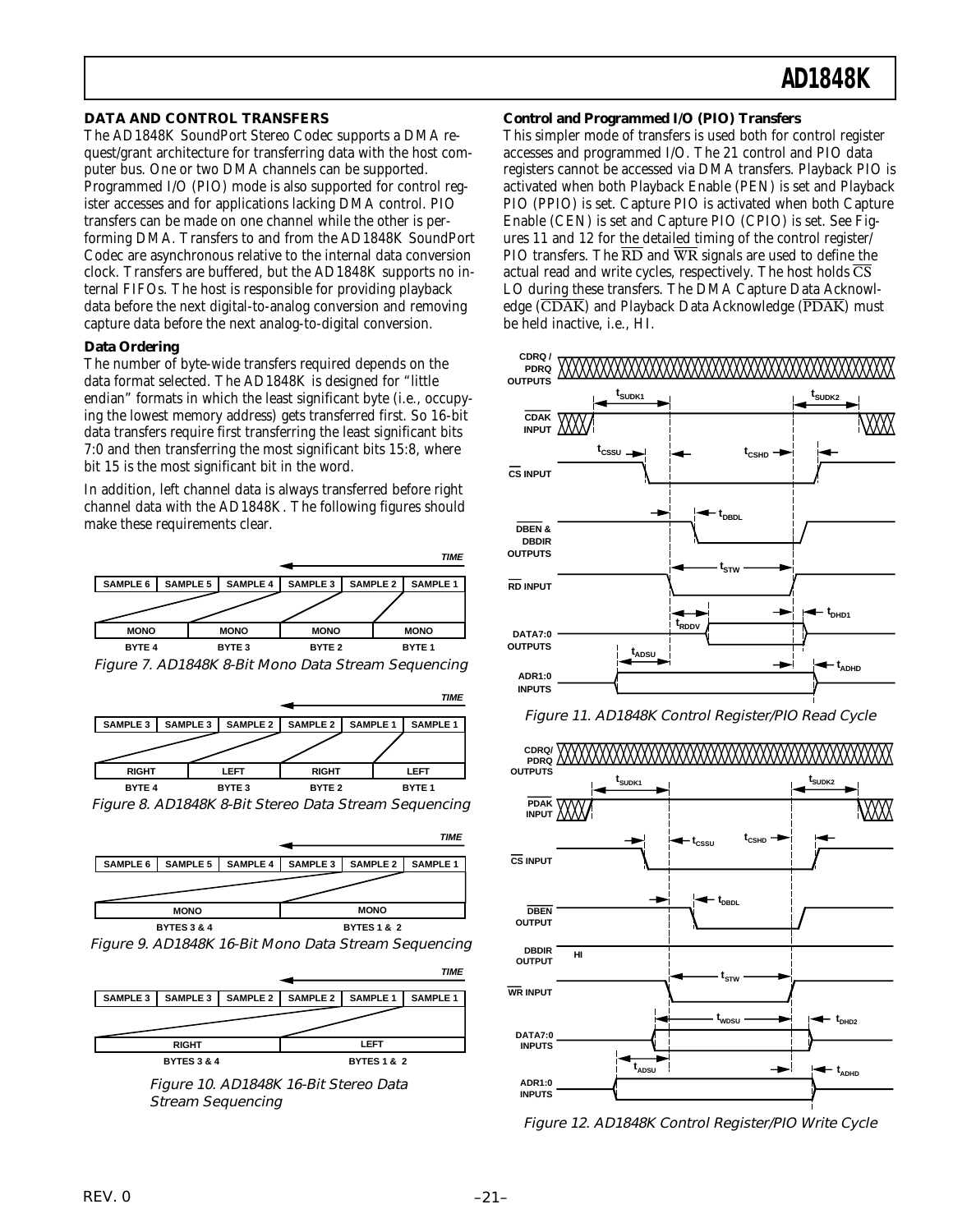## DATA AND CONTROL TRANSFERS

The AD1848K SoundPort Stereo Codec supports a DMA request/grant architecture for transferring data with the host computer bus. One or two DMA channels can be supported. Programmed I/O (PIO) mode is also supported for control register accesses and for applications lacking DMA control. PIO transfers can be made on one channel while the other is performing DMA. Transfers to and from the AD1848K SoundPort Codec are asynchronous relative to the internal data conversion clock. Transfers are buffered, but the AD1848K supports no internal FIFOs. The host is responsible for providing playback data before the next digital-to-analog conversion and removing capture data before the next analog-to-digital conversion.

### Data Ordering

The number of byte-wide transfers required depends on the data format selected. The AD1848K is designed for "little endian" formats in which the least significant byte (i.e., occupying the lowest memory address) gets transferred first. So 16-bit data transfers require first transferring the least significant bits 7:0 and then transferring the most significant bits 15:8, where bit 15 is the most significant bit in the word.

In addition, left channel data is always transferred before right channel data with the AD1848K. The following figures should make these requirements clear.

TIME
SAMPLE 6 SAMPLE 5 SAMPLE 4 SAMPLE 3 SAMPLE 2 SAMPLE 1
MONO MONO MONO MONO
BYTE 4 BYTE 3 BYTE 2 BYTE 1

*Figure 7. AD1848K 8-Bit Mono Data Stream Sequencing*

TIME
SAMPLE 3 SAMPLE 3 SAMPLE 2 SAMPLE 2 SAMPLE 1 SAMPLE 1
RIGHT LEFT RIGHT LEFT
BYTE 4 BYTE 3 BYTE 2 BYTE 1

*Figure 8. AD1848K 8-Bit Stereo Data Stream Sequencing*

TIME
SAMPLE 6 SAMPLE 5 SAMPLE 4 SAMPLE 3 SAMPLE 2 SAMPLE 1
MONO MONO
BYTES 3 & 4 BYTES 1 & 2

*Figure 9. AD1848K 16-Bit Mono Data Stream Sequencing*

TIME
SAMPLE 3 SAMPLE 3 SAMPLE 2 SAMPLE 2 SAMPLE 1 SAMPLE 1
RIGHT LEFT
BYTES 3 & 4 BYTES 1 & 2

*Figure 10. AD1848K 16-Bit Stereo Data Stream Sequencing*

### Control and Programmed I/O (PIO) Transfers

This simpler mode of transfers is used both for control register accesses and programmed I/O. The 21 control and PIO data registers cannot be accessed via DMA transfers. Playback PIO is activated when both Playback Enable (PEN) is set and Playback PIO (PPIO) is set. Capture PIO is activated when both Capture Enable (CEN) is set and Capture PIO (CPIO) is set. See Figures 11 and 12 for the detailed timing of the control register/PIO transfers. The $\overline{RD}$ and $\overline{WR}$ signals are used to define the actual read and write cycles, respectively. The host holds $\overline{CS}$ LO during these transfers. The DMA Capture Data Acknowledge ($\overline{CDAK}$) and Playback Data Acknowledge ($\overline{PDAK}$) must be held inactive, i.e., HI.

CDRQ / PDRQ OUTPUTS
$t_{SUDK1}$ $t_{SUDK2}$
$\overline{CDAK}$ INPUT
$t_{CSSU}$ $t_{CSHD}$
$\overline{CS}$ INPUT
$t_{DBDL}$
$\overline{DBEN}$ & DBDIR OUTPUTS
$t_{STW}$
$\overline{RD}$ INPUT
$t_{RDDV}$ $t_{DHD1}$
DATA7:0 OUTPUTS
$t_{ADSU}$ $t_{ADHD}$
ADR1:0 INPUTS

*Figure 11. AD1848K Control Register/PIO Read Cycle*

CDRQ/ PDRQ OUTPUTS
$t_{SUDK1}$ $t_{SUDK2}$
$\overline{PDAK}$ INPUT
$t_{CSSU}$ $t_{CSHD}$
$\overline{CS}$ INPUT
$t_{DBDL}$
$\overline{DBEN}$ OUTPUT
DBDIR OUTPUT
HI
$t_{STW}$
$\overline{WR}$ INPUT
$t_{WDSU}$ $t_{DHD2}$
DATA7:0 INPUTS
$t_{ADSU}$ $t_{ADHD}$
ADR1:0 INPUTS

*Figure 12. AD1848K Control Register/PIO Write Cycle*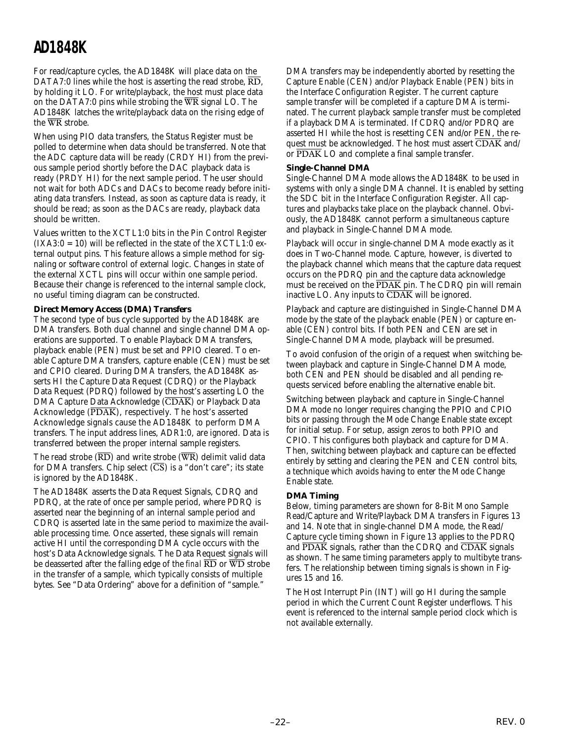For read/capture cycles, the AD1848K will place data on the DATA7:0 lines while the host is asserting the read strobe, $\overline{RD}$, by holding it LO. For write/playback, the host must place data on the DATA7:0 pins while strobing the $\overline{WR}$ signal LO. The AD1848K latches the write/playback data on the rising edge of the $\overline{WR}$ strobe.

When using PIO data transfers, the Status Register must be polled to determine when data should be transferred. Note that the ADC capture data will be ready (CRDY HI) from the previous sample period shortly before the DAC playback data is ready (PRDY HI) for the next sample period. The user should not wait for both ADCs and DACs to become ready before initiating data transfers. Instead, as soon as capture data is ready, it should be read; as soon as the DACs are ready, playback data should be written.

Values written to the XCTL1:0 bits in the Pin Control Register (IXA3:0 = 10) will be reflected in the state of the XCTL1:0 external output pins. This feature allows a simple method for signaling or software control of external logic. Changes in state of the external XCTL pins will occur within one sample period. Because their change is referenced to the internal sample clock, no useful timing diagram can be constructed.

**Direct Memory Access (DMA) Transfers**

The second type of bus cycle supported by the AD1848K are DMA transfers. Both dual channel and single channel DMA operations are supported. To enable Playback DMA transfers, playback enable (PEN) must be set and PPIO cleared. To enable Capture DMA transfers, capture enable (CEN) must be set and CPIO cleared. During DMA transfers, the AD1848K asserts HI the Capture Data Request (CDRQ) or the Playback Data Request (PDRQ) followed by the host's asserting LO the DMA Capture Data Acknowledge ($\overline{CDAK}$) or Playback Data Acknowledge ($\overline{PDAK}$), respectively. The host's asserted Acknowledge signals cause the AD1848K to perform DMA transfers. The input address lines, ADR1:0, are ignored. Data is transferred between the proper internal sample registers.

The read strobe ($\overline{RD}$) and write strobe ($\overline{WR}$) delimit valid data for DMA transfers. Chip select ($\overline{CS}$) is a "don't care"; its state is ignored by the AD1848K.

The AD1848K asserts the Data Request Signals, CDRQ and PDRQ, at the rate of once per sample period, where PDRQ is asserted near the beginning of an internal sample period and CDRQ is asserted late in the same period to maximize the available processing time. Once asserted, these signals will remain active HI until the corresponding DMA cycle occurs with the host's Data Acknowledge signals. The Data Request signals will be deasserted after the falling edge of the *final* $\overline{RD}$ or $\overline{WD}$ strobe in the transfer of a sample, which typically consists of multiple bytes. See "Data Ordering" above for a definition of "sample."

DMA transfers may be independently aborted by resetting the Capture Enable (CEN) and/or Playback Enable (PEN) bits in the Interface Configuration Register. The current capture sample transfer will be completed if a capture DMA is terminated. The current playback sample transfer must be completed if a playback DMA is terminated. If CDRQ and/or PDRQ are asserted HI while the host is resetting CEN and/or PEN, the request must be acknowledged. The host must assert $\overline{CDAK}$ and/or $\overline{PDAK}$ LO and complete a final sample transfer.

**Single-Channel DMA**

Single-Channel DMA mode allows the AD1848K to be used in systems with only a single DMA channel. It is enabled by setting the SDC bit in the Interface Configuration Register. All captures and playbacks take place on the playback channel. Obviously, the AD1848K cannot perform a simultaneous capture and playback in Single-Channel DMA mode.

Playback will occur in single-channel DMA mode exactly as it does in Two-Channel mode. Capture, however, is diverted to the playback channel which means that the capture data request occurs on the PDRQ pin and the capture data acknowledge must be received on the $\overline{PDAK}$ pin. The CDRQ pin will remain inactive LO. Any inputs to $\overline{CDAK}$ will be ignored.

Playback and capture are distinguished in Single-Channel DMA mode by the state of the playback enable (PEN) or capture enable (CEN) control bits. If both PEN and CEN are set in Single-Channel DMA mode, playback will be presumed.

To avoid confusion of the origin of a request when switching between playback and capture in Single-Channel DMA mode, both CEN and PEN should be disabled and all pending requests serviced before enabling the alternative enable bit.

Switching between playback and capture in Single-Channel DMA mode no longer requires changing the PPIO and CPIO bits or passing through the Mode Change Enable state except for initial setup. For setup, assign zeros to both PPIO and CPIO. This configures both playback and capture for DMA. Then, switching between playback and capture can be effected entirely by setting and clearing the PEN and CEN control bits, a technique which avoids having to enter the Mode Change Enable state.

**DMA Timing**

Below, timing parameters are shown for 8-Bit Mono Sample Read/Capture and Write/Playback DMA transfers in Figures 13 and 14. Note that in single-channel DMA mode, the Read/Capture cycle timing shown in Figure 13 applies to the PDRQ and $\overline{PDAK}$ signals, rather than the CDRQ and $\overline{CDAK}$ signals as shown. The same timing parameters apply to multibyte transfers. The relationship between timing signals is shown in Figures 15 and 16.

The Host Interrupt Pin (INT) will go HI during the sample period in which the Current Count Register underflows. This event is referenced to the internal sample period clock which is not available externally.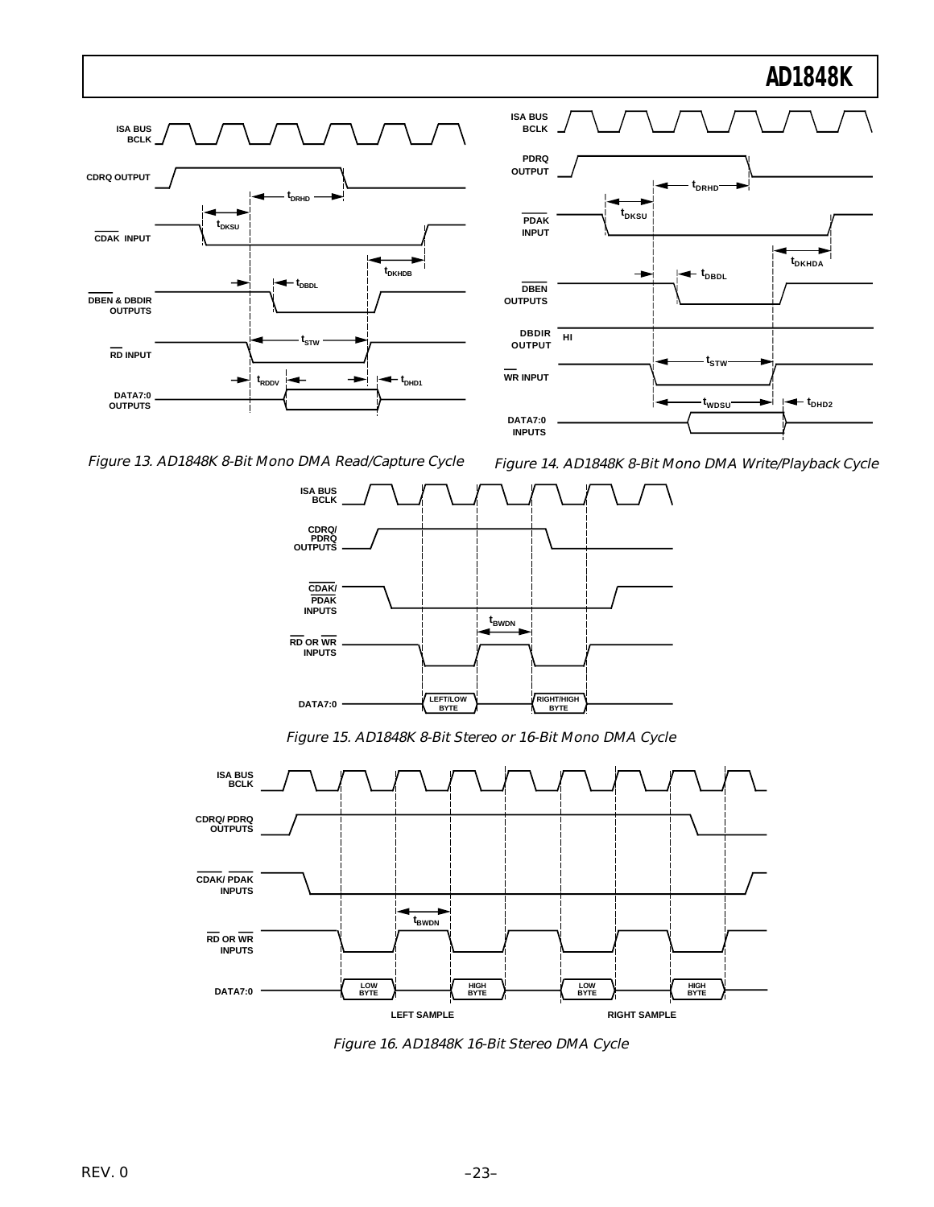ISA BUS BCLK

CDRQ OUTPUT

$t_{DRHD}$

$t_{DKSU}$

CDAK INPUT

$t_{DKHDB}$

$t_{DBDL}$

DBEN & DBDIR OUTPUTS

$t_{STW}$

RD INPUT

$t_{RDDV}$

$t_{DHD1}$

DATA7:0 OUTPUTS

*Figure 13. AD1848K 8-Bit Mono DMA Read/Capture Cycle*

ISA BUS BCLK

PDRQ OUTPUT

$t_{DRHD}$

$t_{DKSU}$

PDAK INPUT

$t_{DKHDA}$

$t_{DBDL}$

DBEN OUTPUTS

DBDIR OUTPUT

HI

$t_{STW}$

WR INPUT

$t_{WDSU}$

$t_{DHD2}$

DATA7:0 INPUTS

*Figure 14. AD1848K 8-Bit Mono DMA Write/Playback Cycle*

ISA BUS BCLK

CDRQ/ PDRQ OUTPUTS

CDAK/ PDAK INPUTS

$t_{BWDN}$

RD OR WR INPUTS

DATA7:0

LEFT/LOW BYTE

RIGHT/HIGH BYTE

*Figure 15. AD1848K 8-Bit Stereo or 16-Bit Mono DMA Cycle*

ISA BUS BCLK

CDRQ/ PDRQ OUTPUTS

CDAK/ PDAK INPUTS

$t_{BWDN}$

RD OR WR INPUTS

DATA7:0

LOW BYTE

HIGH BYTE

LOW BYTE

HIGH BYTE

LEFT SAMPLE

RIGHT SAMPLE

*Figure 16. AD1848K 16-Bit Stereo DMA Cycle*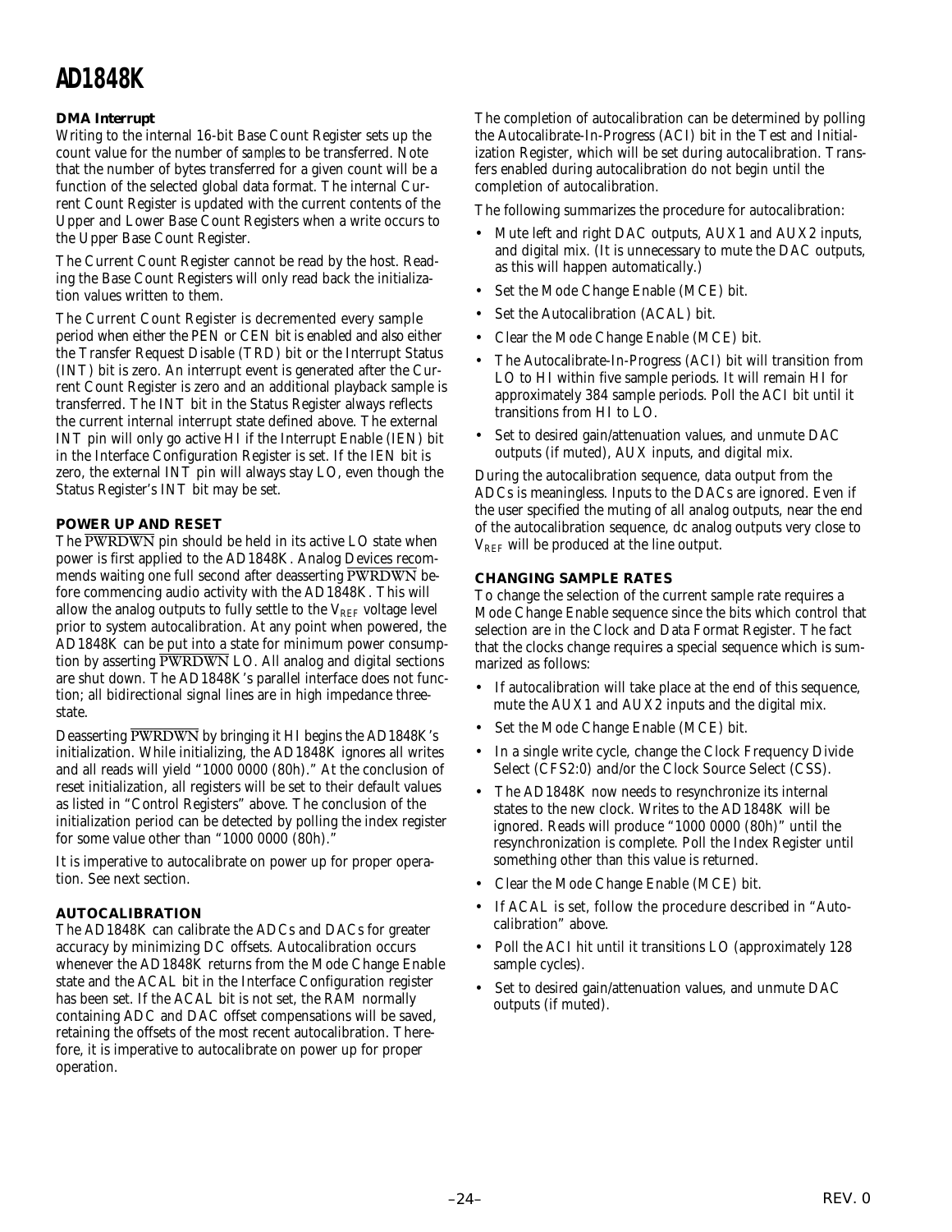**DMA Interrupt**

Writing to the internal 16-bit Base Count Register sets up the count value for the number of *samples* to be transferred. Note that the number of bytes transferred for a given count will be a function of the selected global data format. The internal Current Count Register is updated with the current contents of the Upper and Lower Base Count Registers when a write occurs to the Upper Base Count Register.

The Current Count Register cannot be read by the host. Reading the Base Count Registers will only read back the initialization values written to them.

The Current Count Register is decremented every sample period when either the PEN or CEN bit is enabled and also either the Transfer Request Disable (TRD) bit or the Interrupt Status (INT) bit is zero. An interrupt event is generated after the Current Count Register is zero and an additional playback sample is transferred. The INT bit in the Status Register always reflects the current internal interrupt state defined above. The external INT pin will only go active HI if the Interrupt Enable (IEN) bit in the Interface Configuration Register is set. If the IEN bit is zero, the external INT pin will always stay LO, even though the Status Register's INT bit may be set.

## POWER UP AND RESET

The $\overline{PWRDWN}$ pin should be held in its active LO state when power is first applied to the AD1848K. Analog Devices recommends waiting one full second after deasserting $\overline{PWRDWN}$ before commencing audio activity with the AD1848K. This will allow the analog outputs to fully settle to the $V_{REF}$ voltage level prior to system autocalibration. At any point when powered, the AD1848K can be put into a state for minimum power consumption by asserting $\overline{PWRDWN}$ LO. All analog and digital sections are shut down. The AD1848K's parallel interface does not function; all bidirectional signal lines are in high impedance three-state.

Deasserting $\overline{PWRDWN}$ by bringing it HI begins the AD1848K's initialization. While initializing, the AD1848K ignores all writes and all reads will yield "1000 0000 (80h)." At the conclusion of reset initialization, all registers will be set to their default values as listed in "Control Registers" above. The conclusion of the initialization period can be detected by polling the index register for some value other than "1000 0000 (80h)."

It is imperative to autocalibrate on power up for proper operation. See next section.

## AUTOCALIBRATION

The AD1848K can calibrate the ADCs and DACs for greater accuracy by minimizing DC offsets. Autocalibration occurs whenever the AD1848K returns from the Mode Change Enable state and the ACAL bit in the Interface Configuration register has been set. If the ACAL bit is not set, the RAM normally containing ADC and DAC offset compensations will be saved, retaining the offsets of the most recent autocalibration. Therefore, it is imperative to autocalibrate on power up for proper operation.

The completion of autocalibration can be determined by polling the Autocalibrate-In-Progress (ACI) bit in the Test and Initialization Register, which will be set during autocalibration. Transfers enabled during autocalibration do not begin until the completion of autocalibration.

The following summarizes the procedure for autocalibration:

- Mute left and right DAC outputs, AUX1 and AUX2 inputs, and digital mix. (It is unnecessary to mute the DAC outputs, as this will happen automatically.)
- Set the Mode Change Enable (MCE) bit.
- Set the Autocalibration (ACAL) bit.
- Clear the Mode Change Enable (MCE) bit.
- The Autocalibrate-In-Progress (ACI) bit will transition from LO to HI within five sample periods. It will remain HI for approximately 384 sample periods. Poll the ACI bit until it transitions from HI to LO.
- Set to desired gain/attenuation values, and unmute DAC outputs (if muted), AUX inputs, and digital mix.

During the autocalibration sequence, data output from the ADCs is meaningless. Inputs to the DACs are ignored. Even if the user specified the muting of all analog outputs, near the end of the autocalibration sequence, dc analog outputs very close to $V_{REF}$ will be produced at the line output.

## CHANGING SAMPLE RATES

To change the selection of the current sample rate requires a Mode Change Enable sequence since the bits which control that selection are in the Clock and Data Format Register. The fact that the clocks change requires a special sequence which is summarized as follows:

- If autocalibration will take place at the end of this sequence, mute the AUX1 and AUX2 inputs and the digital mix.
- Set the Mode Change Enable (MCE) bit.
- In a single write cycle, change the Clock Frequency Divide Select (CFS2:0) and/or the Clock Source Select (CSS).
- The AD1848K now needs to resynchronize its internal states to the new clock. Writes to the AD1848K will be ignored. Reads will produce "1000 0000 (80h)" until the resynchronization is complete. Poll the Index Register until something other than this value is returned.
- Clear the Mode Change Enable (MCE) bit.
- If ACAL is set, follow the procedure described in "Autocalibration" above.
- Poll the ACI hit until it transitions LO (approximately 128 sample cycles).
- Set to desired gain/attenuation values, and unmute DAC outputs (if muted).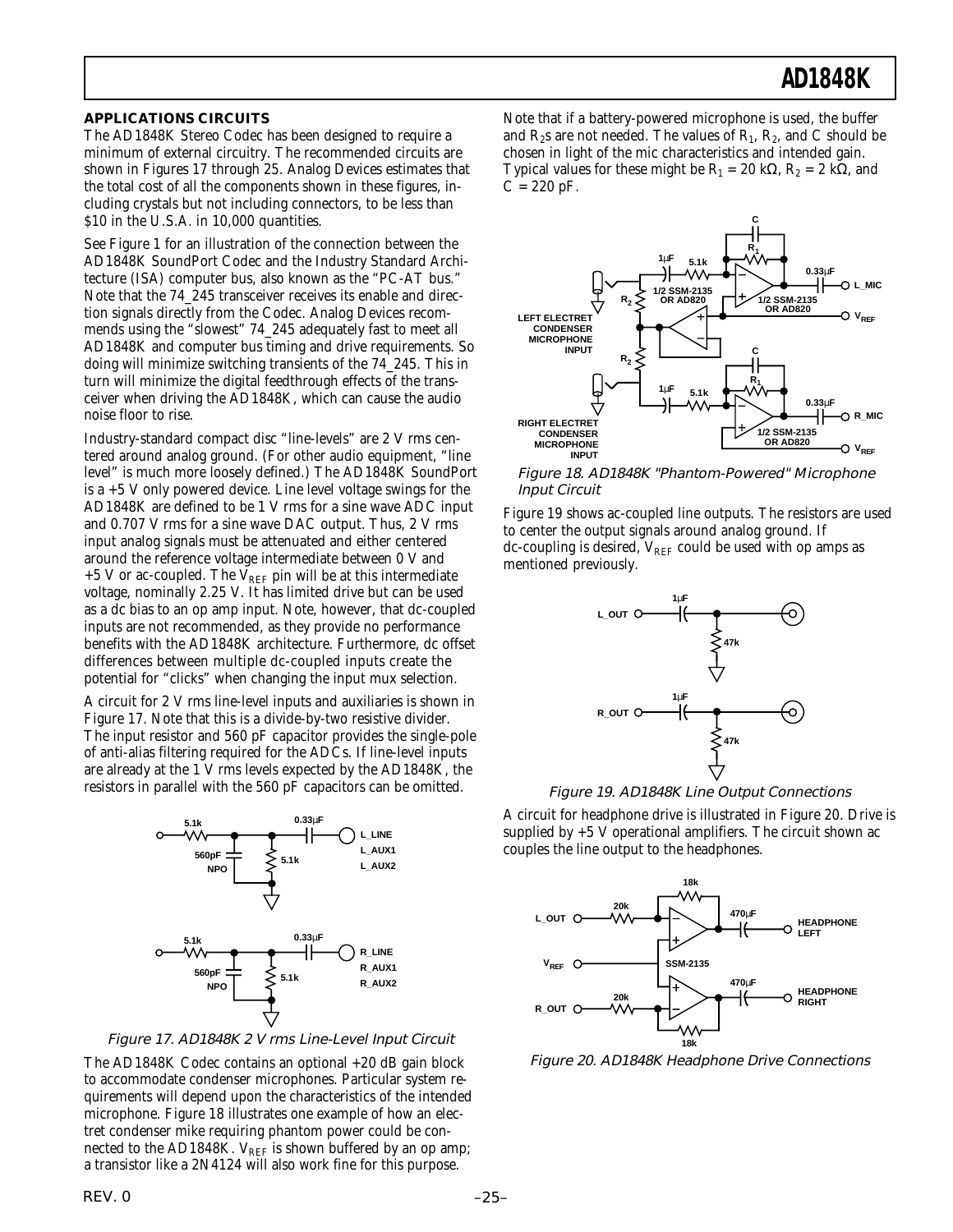## APPLICATIONS CIRCUITS

The AD1848K Stereo Codec has been designed to require a minimum of external circuitry. The recommended circuits are shown in Figures 17 through 25. Analog Devices estimates that the total cost of all the components shown in these figures, including crystals but not including connectors, to be less than $10 in the U.S.A. in 10,000 quantities.

See Figure 1 for an illustration of the connection between the AD1848K SoundPort Codec and the Industry Standard Architecture (ISA) computer bus, also known as the "PC-AT bus." Note that the 74_245 transceiver receives its enable and direction signals directly from the Codec. Analog Devices recommends using the "slowest" 74_245 adequately fast to meet all AD1848K and computer bus timing and drive requirements. So doing will minimize switching transients of the 74_245. This in turn will minimize the digital feedthrough effects of the transceiver when driving the AD1848K, which can cause the audio noise floor to rise.

Industry-standard compact disc "line-levels" are 2 V rms centered around analog ground. (For other audio equipment, "line level" is much more loosely defined.) The AD1848K SoundPort is a +5 V only powered device. Line level voltage swings for the AD1848K are defined to be 1 V rms for a sine wave ADC input and 0.707 V rms for a sine wave DAC output. Thus, 2 V rms input analog signals must be attenuated and either centered around the reference voltage intermediate between 0 V and +5 V or ac-coupled. The $V_{REF}$ pin will be at this intermediate voltage, nominally 2.25 V. It has limited drive but can be used as a dc bias to an op amp input. Note, however, that dc-coupled inputs are not recommended, as they provide no performance benefits with the AD1848K architecture. Furthermore, dc offset differences between multiple dc-coupled inputs create the potential for "clicks" when changing the input mux selection.

A circuit for 2 V rms line-level inputs and auxiliaries is shown in Figure 17. Note that this is a divide-by-two resistive divider. The input resistor and 560 pF capacitor provides the single-pole of anti-alias filtering required for the ADCs. If line-level inputs are already at the 1 V rms levels expected by the AD1848K, the resistors in parallel with the 560 pF capacitors can be omitted.

5.1k
560pF
NPO
5.1k
0.33µF
L_LINE
L_AUX1
L_AUX2

5.1k
560pF
NPO
5.1k
0.33µF
R_LINE
R_AUX1
R_AUX2

*Figure 17. AD1848K 2 V rms Line-Level Input Circuit*

The AD1848K Codec contains an optional +20 dB gain block to accommodate condenser microphones. Particular system requirements will depend upon the characteristics of the intended microphone. Figure 18 illustrates one example of how an electret condenser mike requiring phantom power could be connected to the AD1848K. $V_{REF}$ is shown buffered by an op amp; a transistor like a 2N4124 will also work fine for this purpose.

Note that if a battery-powered microphone is used, the buffer and $R_2$s are not needed. The values of $R_1$, $R_2$, and C should be chosen in light of the mic characteristics and intended gain. Typical values for these might be $R_1$ = 20 kΩ, $R_2$ = 2 kΩ, and C = 220 pF.

C
$R_1$
1µF
5.1k
0.33µF
L_MIC
$R_2$
1/2 SSM-2135 OR AD820
1/2 SSM-2135 OR AD820
$V_{REF}$
LEFT ELECTRET CONDENSER MICROPHONE INPUT
$R_2$
C
$R_1$
1µF
5.1k
0.33µF
R_MIC
RIGHT ELECTRET CONDENSER MICROPHONE INPUT
1/2 SSM-2135 OR AD820
$V_{REF}$

*Figure 18. AD1848K "Phantom-Powered" Microphone Input Circuit*

Figure 19 shows ac-coupled line outputs. The resistors are used to center the output signals around analog ground. If dc-coupling is desired, $V_{REF}$ could be used with op amps as mentioned previously.

L_OUT
1µF
47k
R_OUT
1µF
47k

*Figure 19. AD1848K Line Output Connections*

A circuit for headphone drive is illustrated in Figure 20. Drive is supplied by +5 V operational amplifiers. The circuit shown ac couples the line output to the headphones.

18k
20k
L_OUT
470µF
HEADPHONE LEFT
$V_{REF}$
SSM-2135
470µF
HEADPHONE RIGHT
20k
R_OUT
18k

*Figure 20. AD1848K Headphone Drive Connections*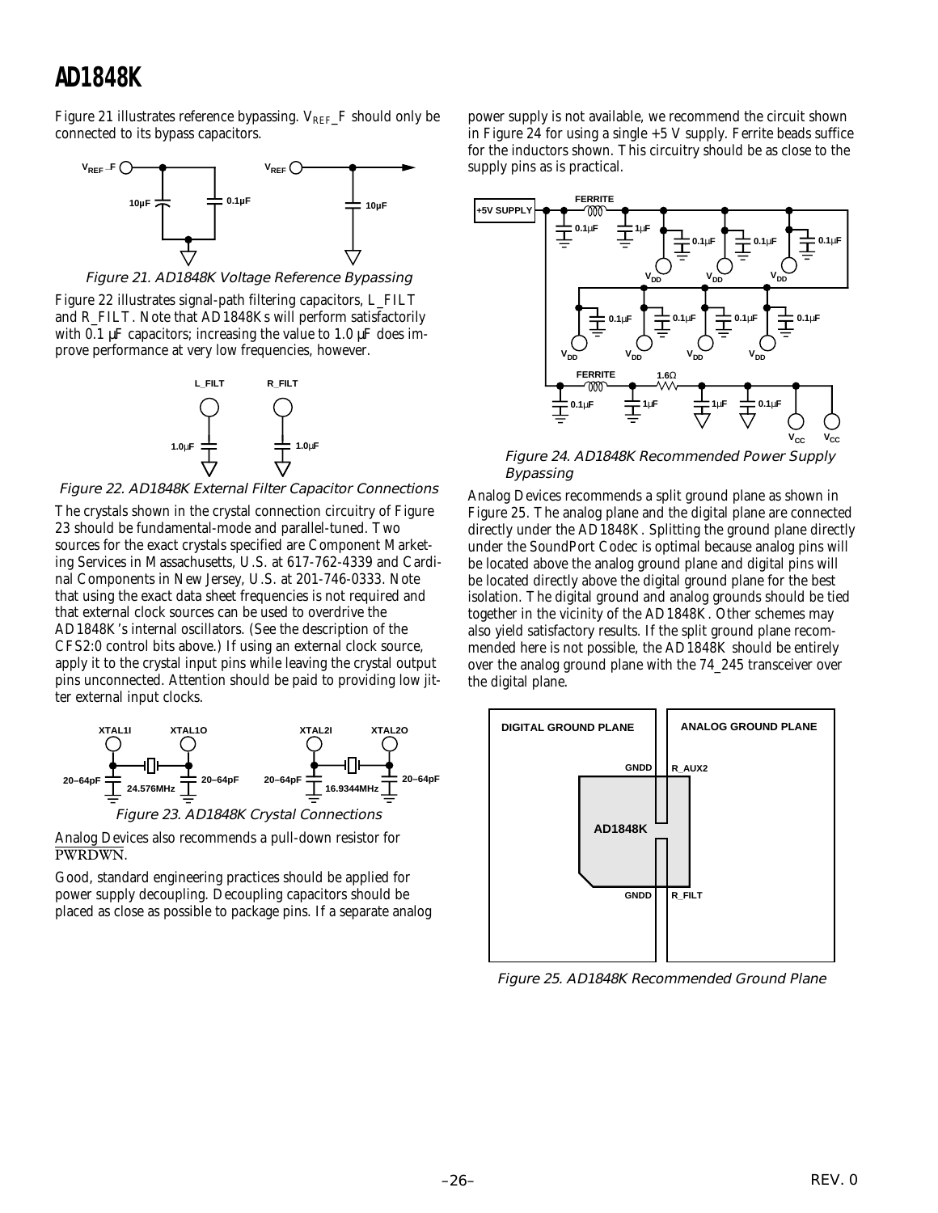Figure 21 illustrates reference bypassing. $V_{REF}$_F should only be connected to its bypass capacitors.

$V_{REF}$_F
10µF
0.1µF
$V_{REF}$
10µF

Figure 21. AD1848K Voltage Reference Bypassing

Figure 22 illustrates signal-path filtering capacitors, L_FILT and R_FILT. Note that AD1848Ks will perform satisfactorily with 0.1 µF capacitors; increasing the value to 1.0 µF does improve performance at very low frequencies, however.

L_FILT
R_FILT
1.0µF
1.0µF

Figure 22. AD1848K External Filter Capacitor Connections

The crystals shown in the crystal connection circuitry of Figure 23 should be fundamental-mode and parallel-tuned. Two sources for the exact crystals specified are Component Marketing Services in Massachusetts, U.S. at 617-762-4339 and Cardinal Components in New Jersey, U.S. at 201-746-0333. Note that using the exact data sheet frequencies is not required and that external clock sources can be used to overdrive the AD1848K's internal oscillators. (See the description of the CFS2:0 control bits above.) If using an external clock source, apply it to the crystal input pins while leaving the crystal output pins unconnected. Attention should be paid to providing low jitter external input clocks.

XTAL1I
XTAL1O
20–64pF
24.576MHz
20–64pF
XTAL2I
XTAL2O
20–64pF
16.9344MHz
20–64pF

Figure 23. AD1848K Crystal Connections

Analog Devices also recommends a pull-down resistor for $\overline{\text{PWRDWN}}$.

Good, standard engineering practices should be applied for power supply decoupling. Decoupling capacitors should be placed as close as possible to package pins. If a separate analog power supply is not available, we recommend the circuit shown in Figure 24 for using a single +5 V supply. Ferrite beads suffice for the inductors shown. This circuitry should be as close to the supply pins as is practical.

+5V SUPPLY
FERRITE
0.1µF
1µF
0.1µF
0.1µF
0.1µF
$V_{DD}$
$V_{DD}$
$V_{DD}$
0.1µF
0.1µF
0.1µF
0.1µF
$V_{DD}$
$V_{DD}$
$V_{DD}$
$V_{DD}$
FERRITE
1.6Ω
0.1µF
1µF
1µF
0.1µF
$V_{CC}$
$V_{CC}$

Figure 24. AD1848K Recommended Power Supply Bypassing

Analog Devices recommends a split ground plane as shown in Figure 25. The analog plane and the digital plane are connected directly under the AD1848K. Splitting the ground plane directly under the SoundPort Codec is optimal because analog pins will be located above the analog ground plane and digital pins will be located directly above the digital ground plane for the best isolation. The digital ground and analog grounds should be tied together in the vicinity of the AD1848K. Other schemes may also yield satisfactory results. If the split ground plane recommended here is not possible, the AD1848K should be entirely over the analog ground plane with the 74_245 transceiver over the digital plane.

DIGITAL GROUND PLANE
ANALOG GROUND PLANE
GNDD
R_AUX2
AD1848K
GNDD
R_FILT

Figure 25. AD1848K Recommended Ground Plane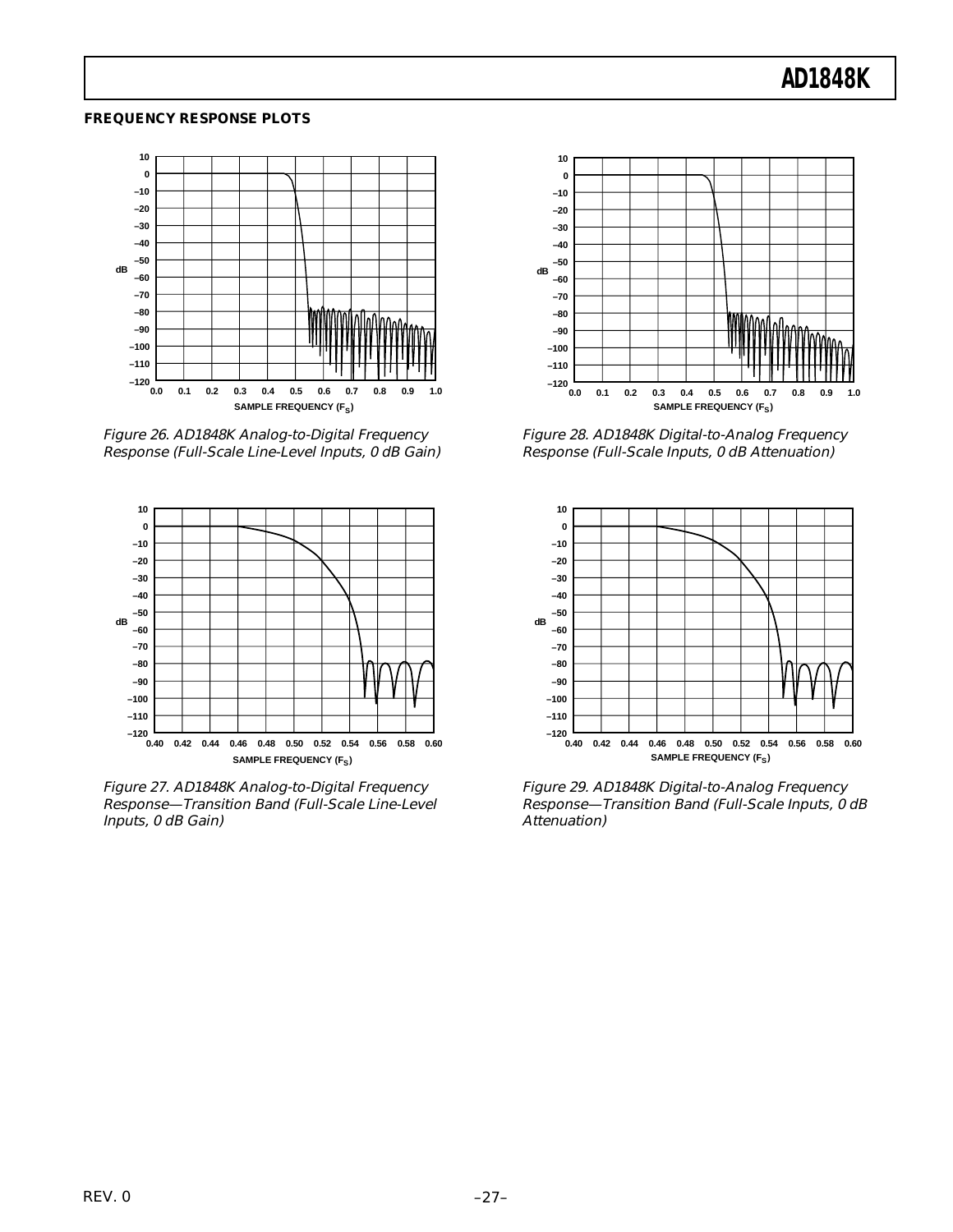## FREQUENCY RESPONSE PLOTS

10
0
–10
–20
–30
–40
–50
–60
–70
–80
–90
–100
–110
–120
dB
0.0 0.1 0.2 0.3 0.4 0.5 0.6 0.7 0.8 0.9 1.0
SAMPLE FREQUENCY ($F_S$)

*Figure 26. AD1848K Analog-to-Digital Frequency Response (Full-Scale Line-Level Inputs, 0 dB Gain)*

10
0
–10
–20
–30
–40
–50
–60
–70
–80
–90
–100
–110
–120
dB
0.40 0.42 0.44 0.46 0.48 0.50 0.52 0.54 0.56 0.58 0.60
SAMPLE FREQUENCY ($F_S$)

*Figure 27. AD1848K Analog-to-Digital Frequency Response—Transition Band (Full-Scale Line-Level Inputs, 0 dB Gain)*

10
0
–10
–20
–30
–40
–50
–60
–70
–80
–90
–100
–110
–120
dB
0.0 0.1 0.2 0.3 0.4 0.5 0.6 0.7 0.8 0.9 1.0
SAMPLE FREQUENCY ($F_S$)

*Figure 28. AD1848K Digital-to-Analog Frequency Response (Full-Scale Inputs, 0 dB Attenuation)*

10
0
–10
–20
–30
–40
–50
–60
–70
–80
–90
–100
–110
–120
dB
0.40 0.42 0.44 0.46 0.48 0.50 0.52 0.54 0.56 0.58 0.60
SAMPLE FREQUENCY ($F_S$)

*Figure 29. AD1848K Digital-to-Analog Frequency Response—Transition Band (Full-Scale Inputs, 0 dB Attenuation)*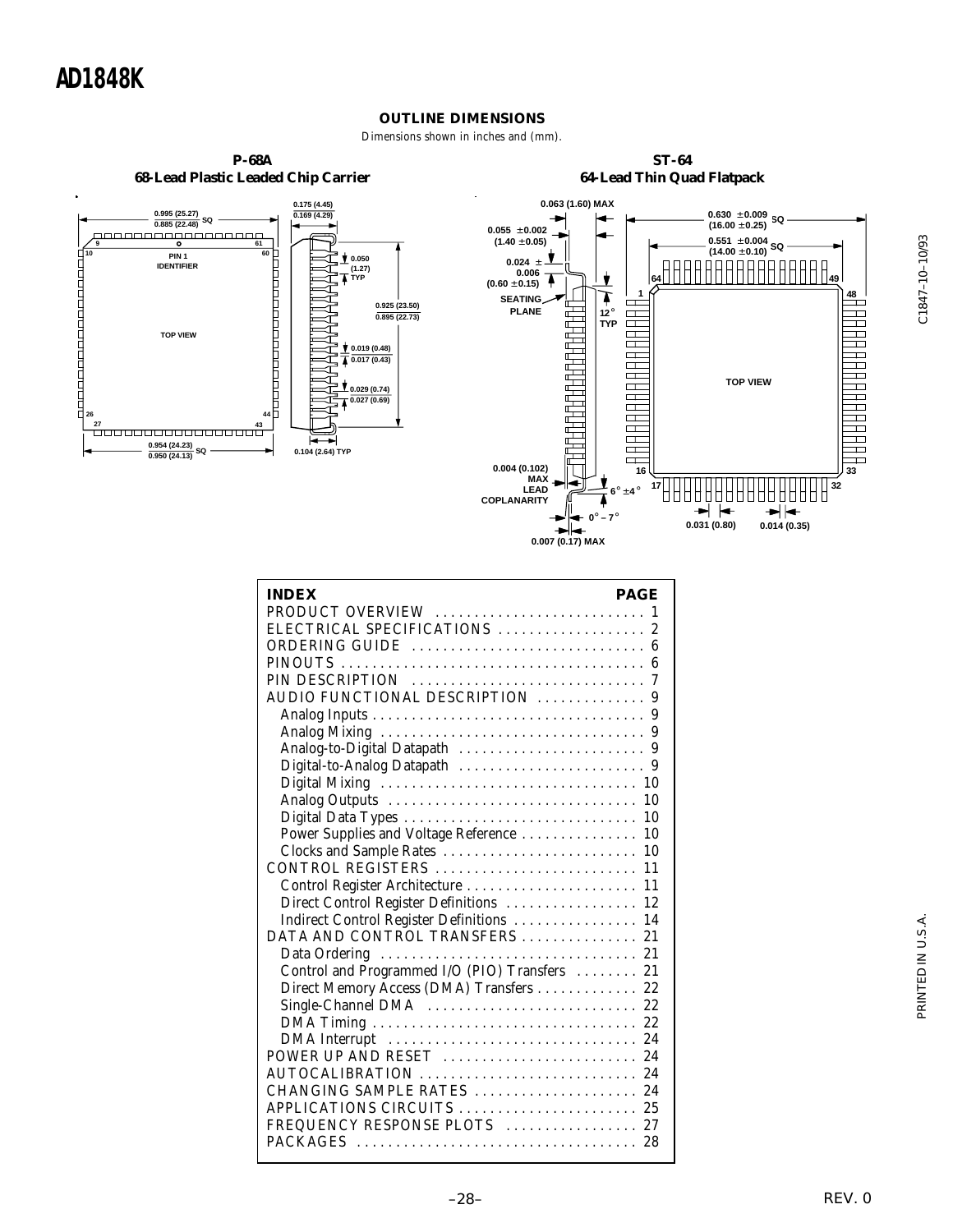## OUTLINE DIMENSIONS

Dimensions shown in inches and (mm).

### P-68A
### 68-Lead Plastic Leaded Chip Carrier

0.995 (25.27)
0.885 (22.48) SQ

0.175 (4.45)
0.169 (4.29)

9
61
10
60

PIN 1
IDENTIFIER

0.050
(1.27)
TYP

0.925 (23.50)
0.895 (22.73)

TOP VIEW

0.019 (0.48)
0.017 (0.43)

0.029 (0.74)
0.027 (0.69)

26
44
27
43

0.954 (24.23)
0.950 (24.13) SQ

0.104 (2.64) TYP

### ST-64
### 64-Lead Thin Quad Flatpack

0.063 (1.60) MAX

0.055 ± 0.002
(1.40 ± 0.05)

0.024 ±
0.006
(0.60 ± 0.15)

SEATING
PLANE

12°
TYP

0.630 ± 0.009
(16.00 ± 0.25) SQ

0.551 ± 0.004
(14.00 ± 0.10) SQ

64
49
1
48

TOP VIEW

16
33
17
32

0.004 (0.102)
MAX
LEAD
COPLANARITY

6° ± 4°

0° – 7°

0.007 (0.17) MAX

0.031 (0.80)

0.014 (0.35)

| INDEX | PAGE |
|---|---|
| PRODUCT OVERVIEW | 1 |
| ELECTRICAL SPECIFICATIONS | 2 |
| ORDERING GUIDE | 6 |
| PINOUTS | 6 |
| PIN DESCRIPTION | 7 |
| AUDIO FUNCTIONAL DESCRIPTION | 9 |
| Analog Inputs | 9 |
| Analog Mixing | 9 |
| Analog-to-Digital Datapath | 9 |
| Digital-to-Analog Datapath | 9 |
| Digital Mixing | 10 |
| Analog Outputs | 10 |
| Digital Data Types | 10 |
| Power Supplies and Voltage Reference | 10 |
| Clocks and Sample Rates | 10 |
| CONTROL REGISTERS | 11 |
| Control Register Architecture | 11 |
| Direct Control Register Definitions | 12 |
| Indirect Control Register Definitions | 14 |
| DATA AND CONTROL TRANSFERS | 21 |
| Data Ordering | 21 |
| Control and Programmed I/O (PIO) Transfers | 21 |
| Direct Memory Access (DMA) Transfers | 22 |
| Single-Channel DMA | 22 |
| DMA Timing | 22 |
| DMA Interrupt | 24 |
| POWER UP AND RESET | 24 |
| AUTOCALIBRATION | 24 |
| CHANGING SAMPLE RATES | 24 |
| APPLICATIONS CIRCUITS | 25 |
| FREQUENCY RESPONSE PLOTS | 27 |
| PACKAGES | 28 |

C1847–10–10/93

PRINTED IN U.S.A.